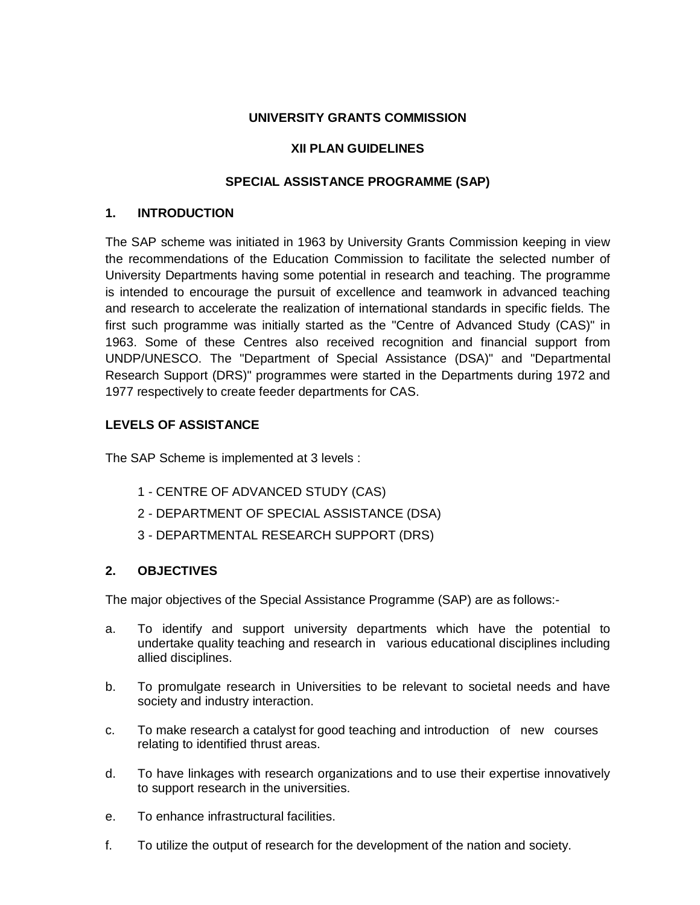**UNIVERSITY GRANTS COMMISSION**

**XII PLAN GUIDELINES**

**SPECIAL ASSISTANCE PROGRAMME (SAP)**

## 1. INTRODUCTION

The SAP scheme was initiated in 1963 by University Grants Commission keeping in view the recommendations of the Education Commission to facilitate the selected number of University Departments having some potential in research and teaching. The programme is intended to encourage the pursuit of excellence and teamwork in advanced teaching and research to accelerate the realization of international standards in specific fields. The first such programme was initially started as the "Centre of Advanced Study (CAS)" in 1963. Some of these Centres also received recognition and financial support from UNDP/UNESCO. The "Department of Special Assistance (DSA)" and "Departmental Research Support (DRS)" programmes were started in the Departments during 1972 and 1977 respectively to create feeder departments for CAS.

### LEVELS OF ASSISTANCE

The SAP Scheme is implemented at 3 levels :

1 - CENTRE OF ADVANCED STUDY (CAS)

2 - DEPARTMENT OF SPECIAL ASSISTANCE (DSA)

3 - DEPARTMENTAL RESEARCH SUPPORT (DRS)

## 2. OBJECTIVES

The major objectives of the Special Assistance Programme (SAP) are as follows:-

a. To identify and support university departments which have the potential to undertake quality teaching and research in various educational disciplines including allied disciplines.

b. To promulgate research in Universities to be relevant to societal needs and have society and industry interaction.

c. To make research a catalyst for good teaching and introduction of new courses relating to identified thrust areas.

d. To have linkages with research organizations and to use their expertise innovatively to support research in the universities.

e. To enhance infrastructural facilities.

f. To utilize the output of research for the development of the nation and society.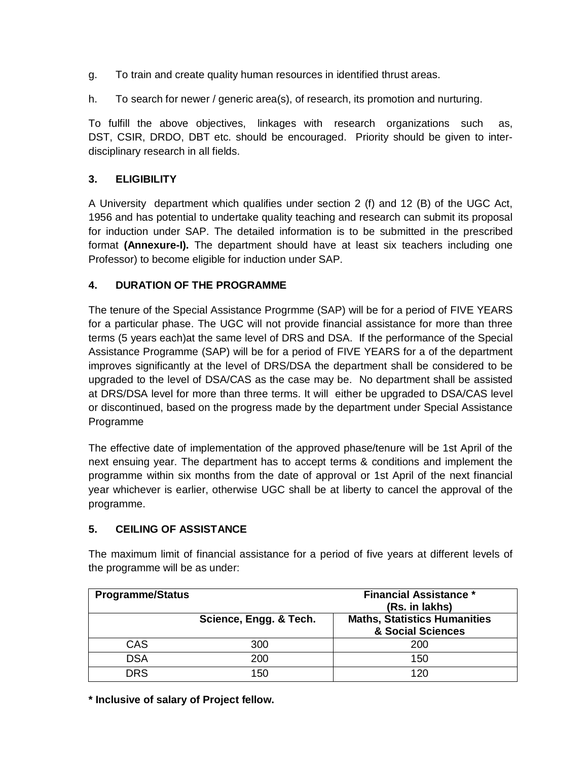g. To train and create quality human resources in identified thrust areas.

h. To search for newer / generic area(s), of research, its promotion and nurturing.

To fulfill the above objectives, linkages with research organizations such as, DST, CSIR, DRDO, DBT etc. should be encouraged. Priority should be given to inter-disciplinary research in all fields.

## 3. ELIGIBILITY

A University department which qualifies under section 2 (f) and 12 (B) of the UGC Act, 1956 and has potential to undertake quality teaching and research can submit its proposal for induction under SAP. The detailed information is to be submitted in the prescribed format **(Annexure-I).** The department should have at least six teachers including one Professor) to become eligible for induction under SAP.

## 4. DURATION OF THE PROGRAMME

The tenure of the Special Assistance Progrmme (SAP) will be for a period of FIVE YEARS for a particular phase. The UGC will not provide financial assistance for more than three terms (5 years each)at the same level of DRS and DSA. If the performance of the Special Assistance Programme (SAP) will be for a period of FIVE YEARS for a of the department improves significantly at the level of DRS/DSA the department shall be considered to be upgraded to the level of DSA/CAS as the case may be. No department shall be assisted at DRS/DSA level for more than three terms. It will either be upgraded to DSA/CAS level or discontinued, based on the progress made by the department under Special Assistance Programme

The effective date of implementation of the approved phase/tenure will be 1st April of the next ensuing year. The department has to accept terms & conditions and implement the programme within six months from the date of approval or 1st April of the next financial year whichever is earlier, otherwise UGC shall be at liberty to cancel the approval of the programme.

## 5. CEILING OF ASSISTANCE

The maximum limit of financial assistance for a period of five years at different levels of the programme will be as under:

| Programme/Status | Financial Assistance * (Rs. in lakhs) | |
|---|---|---|
| | Science, Engg. & Tech. | Maths, Statistics Humanities & Social Sciences |
| CAS | 300 | 200 |
| DSA | 200 | 150 |
| DRS | 150 | 120 |

**\* Inclusive of salary of Project fellow.**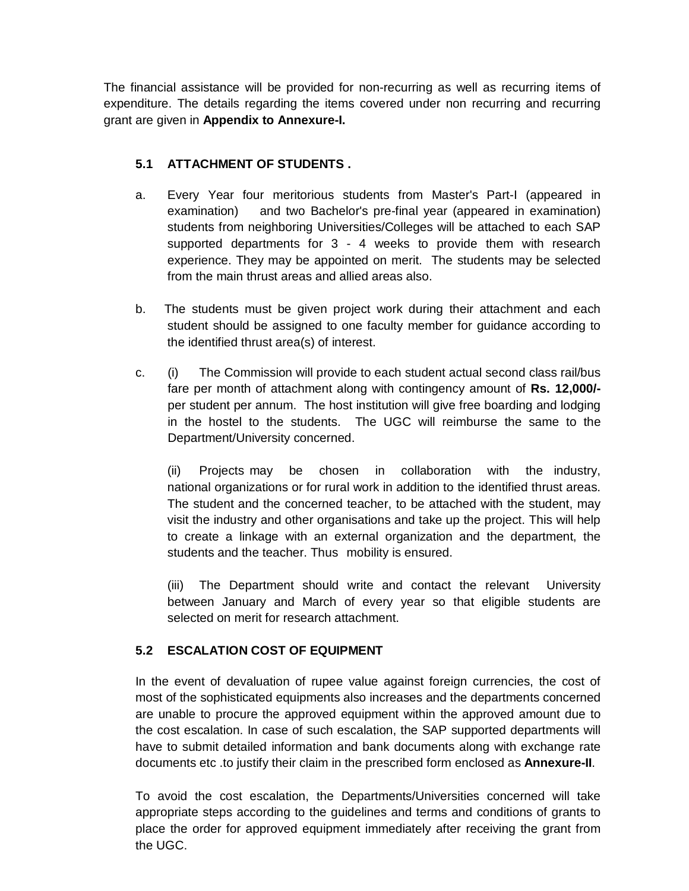The financial assistance will be provided for non-recurring as well as recurring items of expenditure. The details regarding the items covered under non recurring and recurring grant are given in **Appendix to Annexure-I.**

### 5.1 ATTACHMENT OF STUDENTS .

a. Every Year four meritorious students from Master's Part-I (appeared in examination) and two Bachelor's pre-final year (appeared in examination) students from neighboring Universities/Colleges will be attached to each SAP supported departments for 3 - 4 weeks to provide them with research experience. They may be appointed on merit. The students may be selected from the main thrust areas and allied areas also.

b. The students must be given project work during their attachment and each student should be assigned to one faculty member for guidance according to the identified thrust area(s) of interest.

c. (i) The Commission will provide to each student actual second class rail/bus fare per month of attachment along with contingency amount of **Rs. 12,000/-** per student per annum. The host institution will give free boarding and lodging in the hostel to the students. The UGC will reimburse the same to the Department/University concerned.

(ii) Projects may be chosen in collaboration with the industry, national organizations or for rural work in addition to the identified thrust areas. The student and the concerned teacher, to be attached with the student, may visit the industry and other organisations and take up the project. This will help to create a linkage with an external organization and the department, the students and the teacher. Thus mobility is ensured.

(iii) The Department should write and contact the relevant University between January and March of every year so that eligible students are selected on merit for research attachment.

### 5.2 ESCALATION COST OF EQUIPMENT

In the event of devaluation of rupee value against foreign currencies, the cost of most of the sophisticated equipments also increases and the departments concerned are unable to procure the approved equipment within the approved amount due to the cost escalation. In case of such escalation, the SAP supported departments will have to submit detailed information and bank documents along with exchange rate documents etc .to justify their claim in the prescribed form enclosed as **Annexure-II**.

To avoid the cost escalation, the Departments/Universities concerned will take appropriate steps according to the guidelines and terms and conditions of grants to place the order for approved equipment immediately after receiving the grant from the UGC.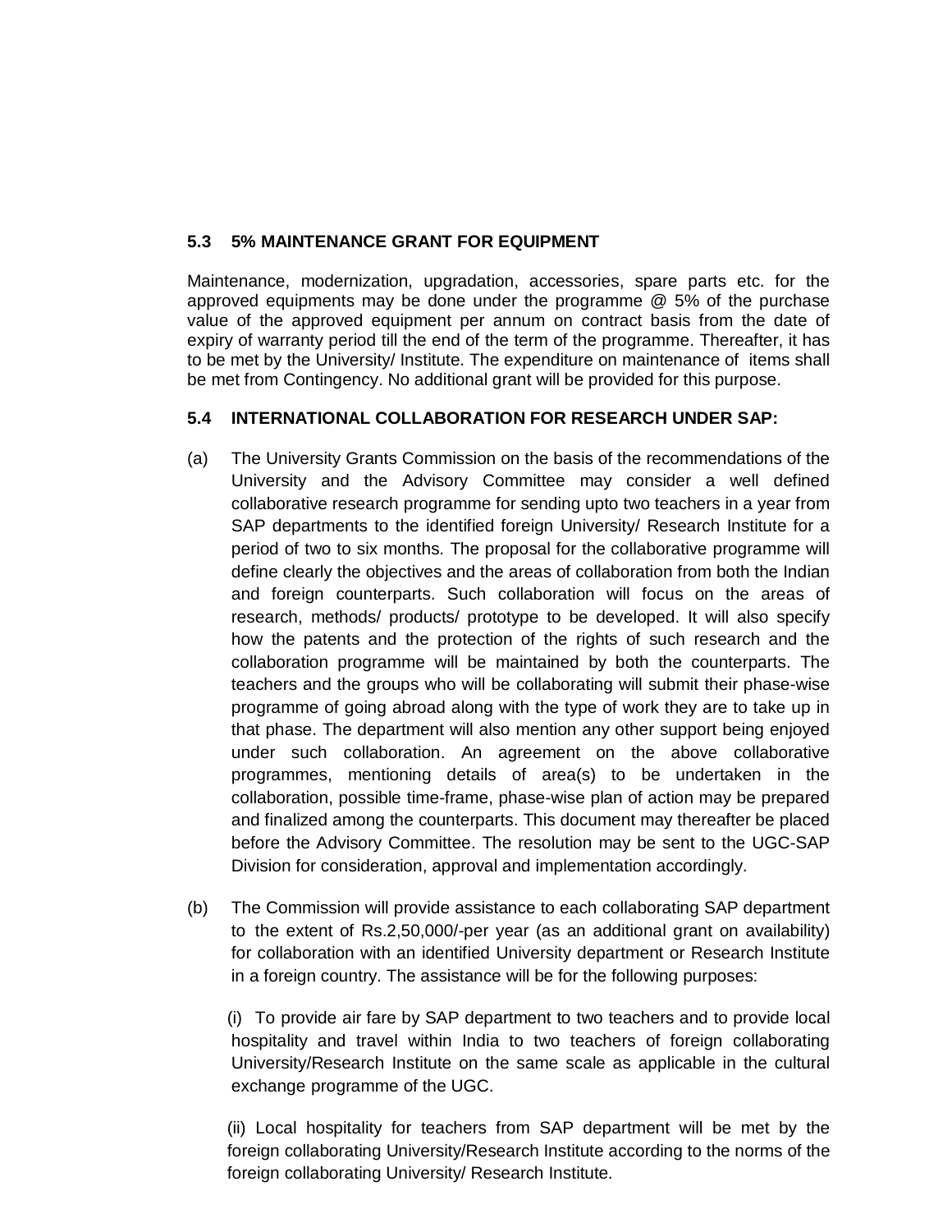### 5.3 5% MAINTENANCE GRANT FOR EQUIPMENT

Maintenance, modernization, upgradation, accessories, spare parts etc. for the approved equipments may be done under the programme @ 5% of the purchase value of the approved equipment per annum on contract basis from the date of expiry of warranty period till the end of the term of the programme. Thereafter, it has to be met by the University/ Institute. The expenditure on maintenance of items shall be met from Contingency. No additional grant will be provided for this purpose.

### 5.4 INTERNATIONAL COLLABORATION FOR RESEARCH UNDER SAP:

(a) The University Grants Commission on the basis of the recommendations of the University and the Advisory Committee may consider a well defined collaborative research programme for sending upto two teachers in a year from SAP departments to the identified foreign University/ Research Institute for a period of two to six months. The proposal for the collaborative programme will define clearly the objectives and the areas of collaboration from both the Indian and foreign counterparts. Such collaboration will focus on the areas of research, methods/ products/ prototype to be developed. It will also specify how the patents and the protection of the rights of such research and the collaboration programme will be maintained by both the counterparts. The teachers and the groups who will be collaborating will submit their phase-wise programme of going abroad along with the type of work they are to take up in that phase. The department will also mention any other support being enjoyed under such collaboration. An agreement on the above collaborative programmes, mentioning details of area(s) to be undertaken in the collaboration, possible time-frame, phase-wise plan of action may be prepared and finalized among the counterparts. This document may thereafter be placed before the Advisory Committee. The resolution may be sent to the UGC-SAP Division for consideration, approval and implementation accordingly.

(b) The Commission will provide assistance to each collaborating SAP department to the extent of Rs.2,50,000/-per year (as an additional grant on availability) for collaboration with an identified University department or Research Institute in a foreign country. The assistance will be for the following purposes:

(i) To provide air fare by SAP department to two teachers and to provide local hospitality and travel within India to two teachers of foreign collaborating University/Research Institute on the same scale as applicable in the cultural exchange programme of the UGC.

(ii) Local hospitality for teachers from SAP department will be met by the foreign collaborating University/Research Institute according to the norms of the foreign collaborating University/ Research Institute.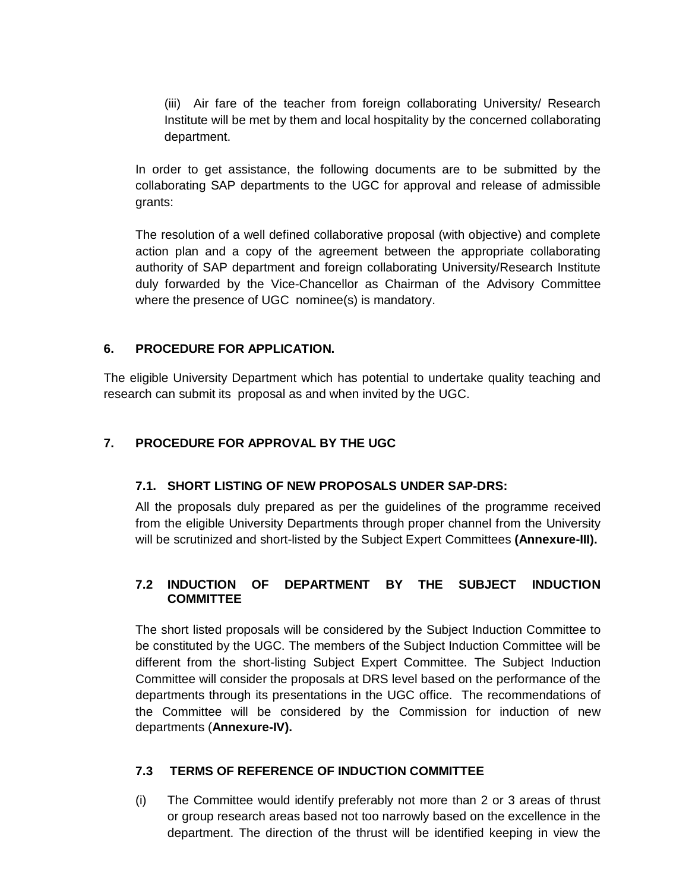(iii) Air fare of the teacher from foreign collaborating University/ Research Institute will be met by them and local hospitality by the concerned collaborating department.

In order to get assistance, the following documents are to be submitted by the collaborating SAP departments to the UGC for approval and release of admissible grants:

The resolution of a well defined collaborative proposal (with objective) and complete action plan and a copy of the agreement between the appropriate collaborating authority of SAP department and foreign collaborating University/Research Institute duly forwarded by the Vice-Chancellor as Chairman of the Advisory Committee where the presence of UGC nominee(s) is mandatory.

## 6. PROCEDURE FOR APPLICATION.

The eligible University Department which has potential to undertake quality teaching and research can submit its proposal as and when invited by the UGC.

## 7. PROCEDURE FOR APPROVAL BY THE UGC

### 7.1. SHORT LISTING OF NEW PROPOSALS UNDER SAP-DRS:

All the proposals duly prepared as per the guidelines of the programme received from the eligible University Departments through proper channel from the University will be scrutinized and short-listed by the Subject Expert Committees **(Annexure-III).**

### 7.2 INDUCTION OF DEPARTMENT BY THE SUBJECT INDUCTION COMMITTEE

The short listed proposals will be considered by the Subject Induction Committee to be constituted by the UGC. The members of the Subject Induction Committee will be different from the short-listing Subject Expert Committee. The Subject Induction Committee will consider the proposals at DRS level based on the performance of the departments through its presentations in the UGC office. The recommendations of the Committee will be considered by the Commission for induction of new departments (**Annexure-IV).**

### 7.3 TERMS OF REFERENCE OF INDUCTION COMMITTEE

(i) The Committee would identify preferably not more than 2 or 3 areas of thrust or group research areas based not too narrowly based on the excellence in the department. The direction of the thrust will be identified keeping in view the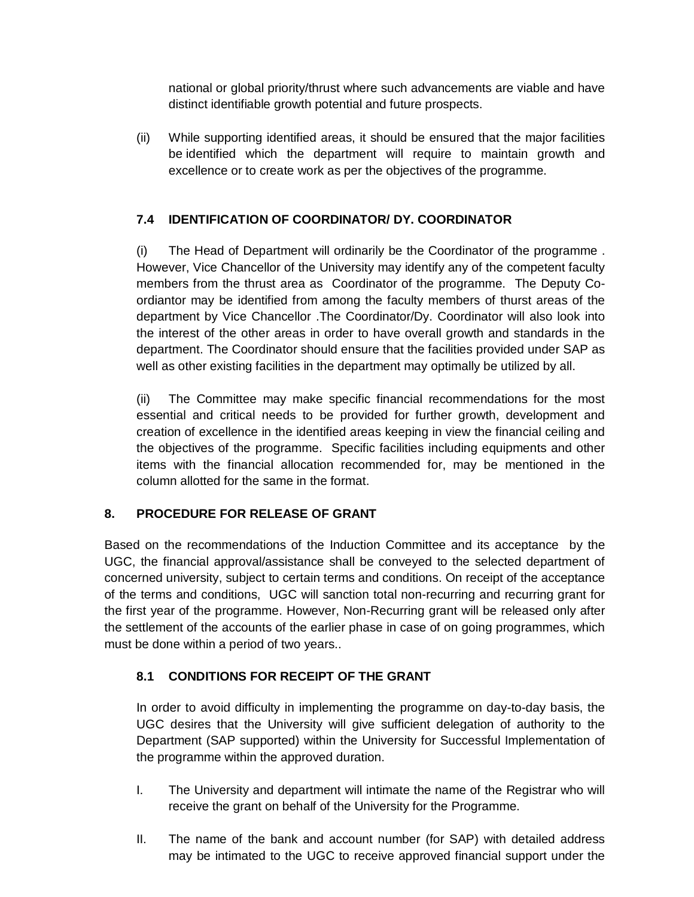national or global priority/thrust where such advancements are viable and have distinct identifiable growth potential and future prospects.

(ii) While supporting identified areas, it should be ensured that the major facilities be identified which the department will require to maintain growth and excellence or to create work as per the objectives of the programme.

### 7.4 IDENTIFICATION OF COORDINATOR/ DY. COORDINATOR

(i) The Head of Department will ordinarily be the Coordinator of the programme . However, Vice Chancellor of the University may identify any of the competent faculty members from the thrust area as Coordinator of the programme. The Deputy Co-ordiantor may be identified from among the faculty members of thurst areas of the department by Vice Chancellor .The Coordinator/Dy. Coordinator will also look into the interest of the other areas in order to have overall growth and standards in the department. The Coordinator should ensure that the facilities provided under SAP as well as other existing facilities in the department may optimally be utilized by all.

(ii) The Committee may make specific financial recommendations for the most essential and critical needs to be provided for further growth, development and creation of excellence in the identified areas keeping in view the financial ceiling and the objectives of the programme. Specific facilities including equipments and other items with the financial allocation recommended for, may be mentioned in the column allotted for the same in the format.

## 8. PROCEDURE FOR RELEASE OF GRANT

Based on the recommendations of the Induction Committee and its acceptance by the UGC, the financial approval/assistance shall be conveyed to the selected department of concerned university, subject to certain terms and conditions. On receipt of the acceptance of the terms and conditions, UGC will sanction total non-recurring and recurring grant for the first year of the programme. However, Non-Recurring grant will be released only after the settlement of the accounts of the earlier phase in case of on going programmes, which must be done within a period of two years..

### 8.1 CONDITIONS FOR RECEIPT OF THE GRANT

In order to avoid difficulty in implementing the programme on day-to-day basis, the UGC desires that the University will give sufficient delegation of authority to the Department (SAP supported) within the University for Successful Implementation of the programme within the approved duration.

I. The University and department will intimate the name of the Registrar who will receive the grant on behalf of the University for the Programme.

II. The name of the bank and account number (for SAP) with detailed address may be intimated to the UGC to receive approved financial support under the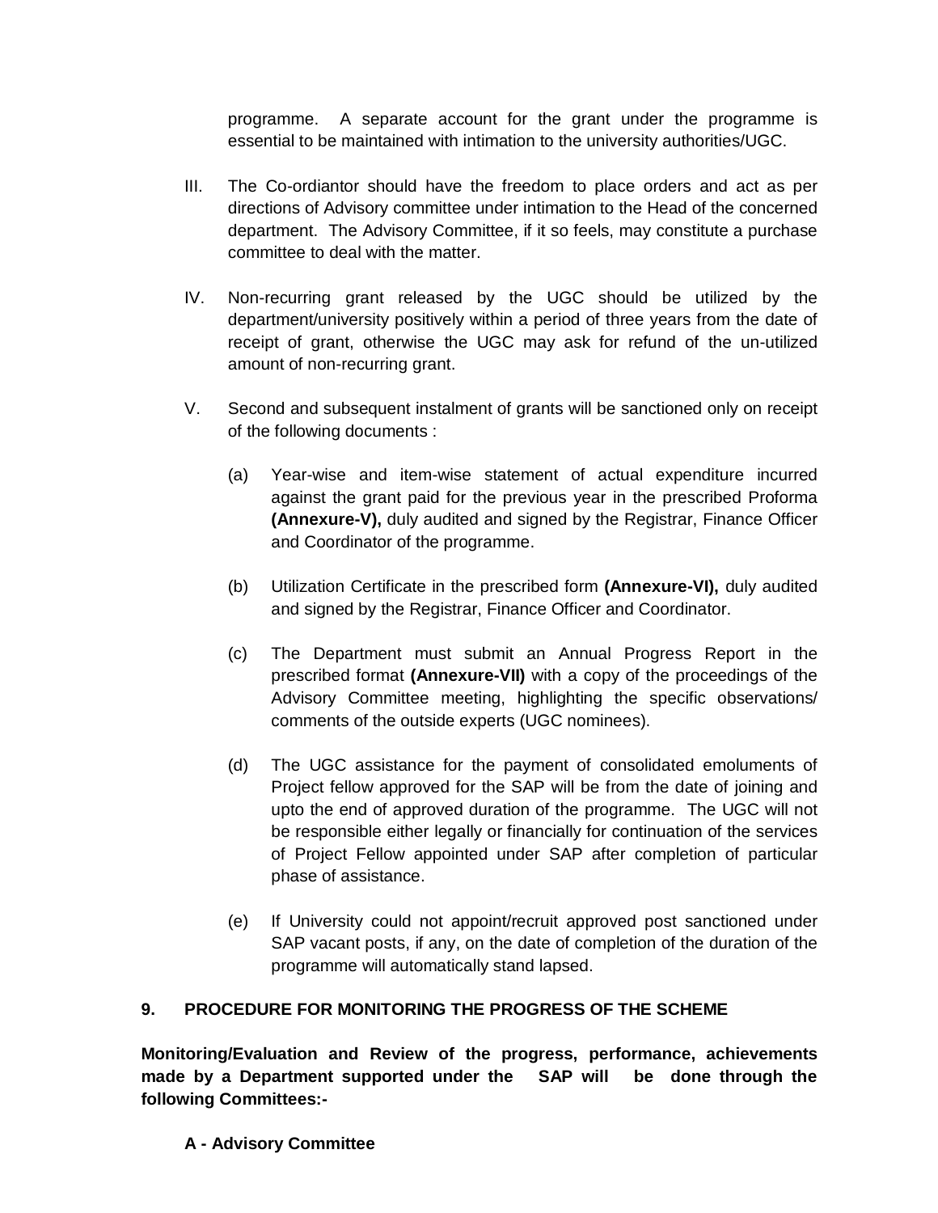programme. A separate account for the grant under the programme is essential to be maintained with intimation to the university authorities/UGC.

III. The Co-ordiantor should have the freedom to place orders and act as per directions of Advisory committee under intimation to the Head of the concerned department. The Advisory Committee, if it so feels, may constitute a purchase committee to deal with the matter.

IV. Non-recurring grant released by the UGC should be utilized by the department/university positively within a period of three years from the date of receipt of grant, otherwise the UGC may ask for refund of the un-utilized amount of non-recurring grant.

V. Second and subsequent instalment of grants will be sanctioned only on receipt of the following documents :

   (a) Year-wise and item-wise statement of actual expenditure incurred against the grant paid for the previous year in the prescribed Proforma **(Annexure-V),** duly audited and signed by the Registrar, Finance Officer and Coordinator of the programme.

   (b) Utilization Certificate in the prescribed form **(Annexure-VI),** duly audited and signed by the Registrar, Finance Officer and Coordinator.

   (c) The Department must submit an Annual Progress Report in the prescribed format **(Annexure-VII)** with a copy of the proceedings of the Advisory Committee meeting, highlighting the specific observations/ comments of the outside experts (UGC nominees).

   (d) The UGC assistance for the payment of consolidated emoluments of Project fellow approved for the SAP will be from the date of joining and upto the end of approved duration of the programme. The UGC will not be responsible either legally or financially for continuation of the services of Project Fellow appointed under SAP after completion of particular phase of assistance.

   (e) If University could not appoint/recruit approved post sanctioned under SAP vacant posts, if any, on the date of completion of the duration of the programme will automatically stand lapsed.

## 9. PROCEDURE FOR MONITORING THE PROGRESS OF THE SCHEME

**Monitoring/Evaluation and Review of the progress, performance, achievements made by a Department supported under the SAP will be done through the following Committees:-**

**A - Advisory Committee**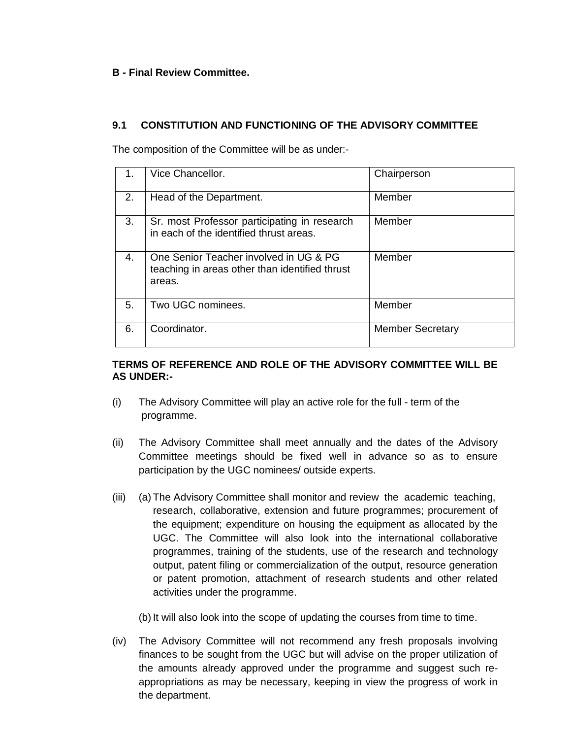**B - Final Review Committee.**

## 9.1 CONSTITUTION AND FUNCTIONING OF THE ADVISORY COMMITTEE

The composition of the Committee will be as under:-

| | | |
|---|---|---|
| 1. | Vice Chancellor. | Chairperson |
| 2. | Head of the Department. | Member |
| 3. | Sr. most Professor participating in research in each of the identified thrust areas. | Member |
| 4. | One Senior Teacher involved in UG & PG teaching in areas other than identified thrust areas. | Member |
| 5. | Two UGC nominees. | Member |
| 6. | Coordinator. | Member Secretary |

**TERMS OF REFERENCE AND ROLE OF THE ADVISORY COMMITTEE WILL BE AS UNDER:-**

(i) The Advisory Committee will play an active role for the full - term of the programme.

(ii) The Advisory Committee shall meet annually and the dates of the Advisory Committee meetings should be fixed well in advance so as to ensure participation by the UGC nominees/ outside experts.

(iii) (a) The Advisory Committee shall monitor and review the academic teaching, research, collaborative, extension and future programmes; procurement of the equipment; expenditure on housing the equipment as allocated by the UGC. The Committee will also look into the international collaborative programmes, training of the students, use of the research and technology output, patent filing or commercialization of the output, resource generation or patent promotion, attachment of research students and other related activities under the programme.

(b) It will also look into the scope of updating the courses from time to time.

(iv) The Advisory Committee will not recommend any fresh proposals involving finances to be sought from the UGC but will advise on the proper utilization of the amounts already approved under the programme and suggest such re-appropriations as may be necessary, keeping in view the progress of work in the department.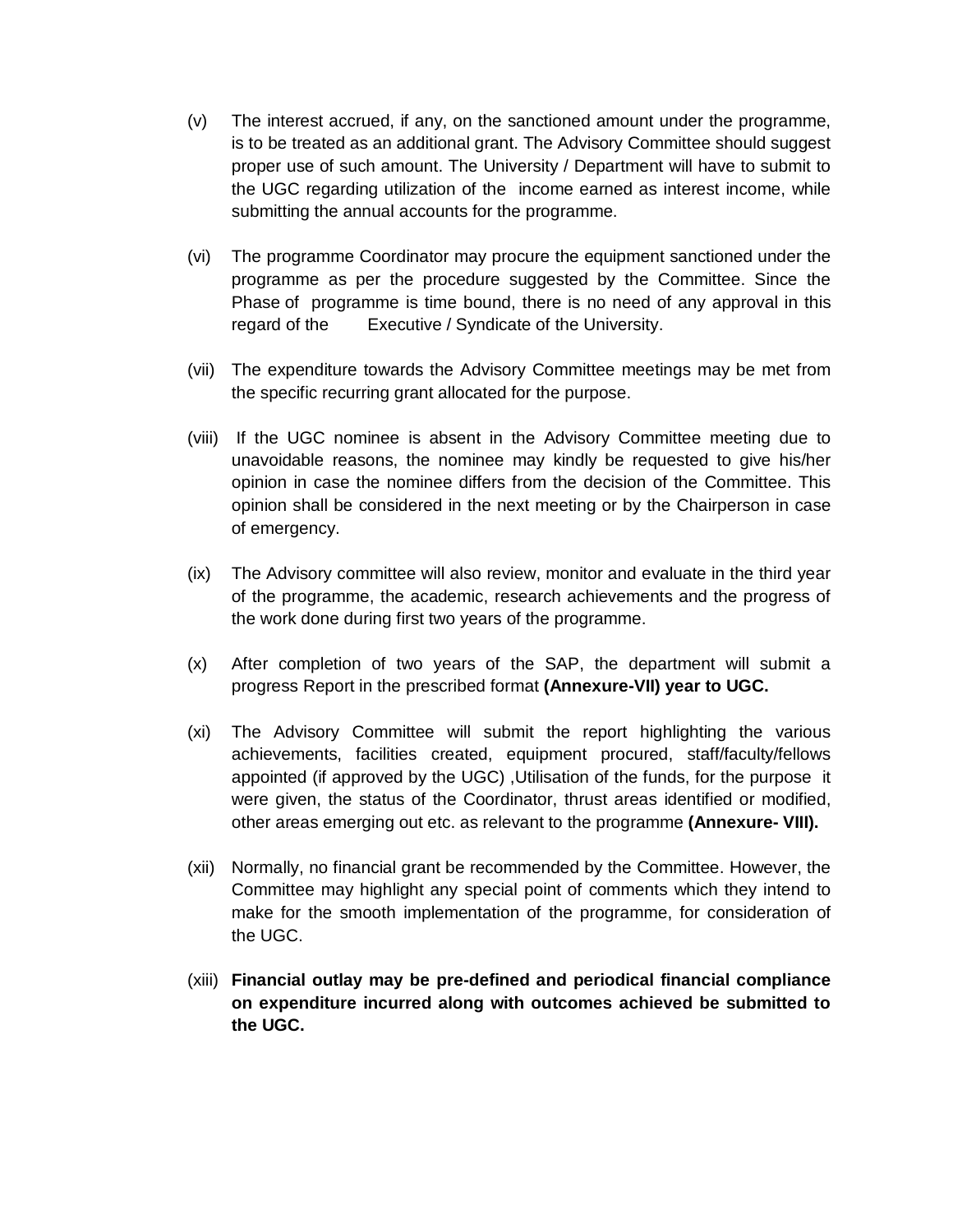(v) The interest accrued, if any, on the sanctioned amount under the programme, is to be treated as an additional grant. The Advisory Committee should suggest proper use of such amount. The University / Department will have to submit to the UGC regarding utilization of the income earned as interest income, while submitting the annual accounts for the programme.

(vi) The programme Coordinator may procure the equipment sanctioned under the programme as per the procedure suggested by the Committee. Since the Phase of programme is time bound, there is no need of any approval in this regard of the Executive / Syndicate of the University.

(vii) The expenditure towards the Advisory Committee meetings may be met from the specific recurring grant allocated for the purpose.

(viii) If the UGC nominee is absent in the Advisory Committee meeting due to unavoidable reasons, the nominee may kindly be requested to give his/her opinion in case the nominee differs from the decision of the Committee. This opinion shall be considered in the next meeting or by the Chairperson in case of emergency.

(ix) The Advisory committee will also review, monitor and evaluate in the third year of the programme, the academic, research achievements and the progress of the work done during first two years of the programme.

(x) After completion of two years of the SAP, the department will submit a progress Report in the prescribed format **(Annexure-VII) year to UGC.**

(xi) The Advisory Committee will submit the report highlighting the various achievements, facilities created, equipment procured, staff/faculty/fellows appointed (if approved by the UGC) ,Utilisation of the funds, for the purpose it were given, the status of the Coordinator, thrust areas identified or modified, other areas emerging out etc. as relevant to the programme **(Annexure- VIII).**

(xii) Normally, no financial grant be recommended by the Committee. However, the Committee may highlight any special point of comments which they intend to make for the smooth implementation of the programme, for consideration of the UGC.

(xiii) **Financial outlay may be pre-defined and periodical financial compliance on expenditure incurred along with outcomes achieved be submitted to the UGC.**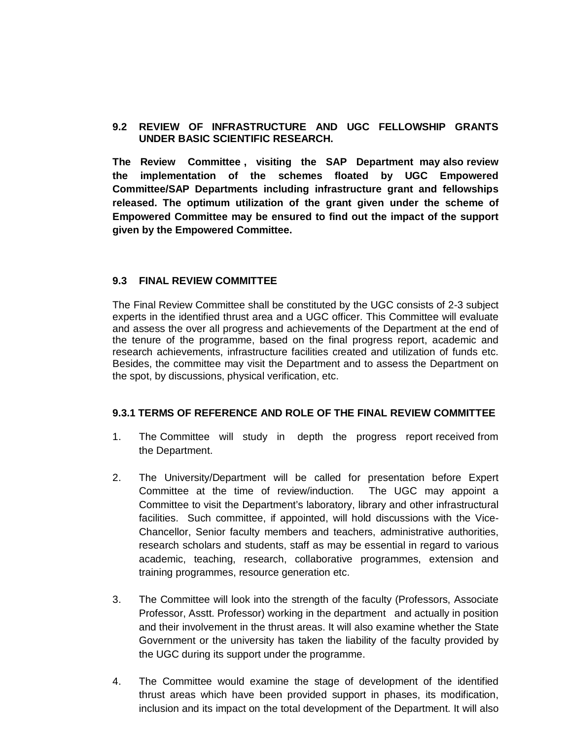## 9.2 REVIEW OF INFRASTRUCTURE AND UGC FELLOWSHIP GRANTS UNDER BASIC SCIENTIFIC RESEARCH.

**The Review Committee , visiting the SAP Department may also review the implementation of the schemes floated by UGC Empowered Committee/SAP Departments including infrastructure grant and fellowships released. The optimum utilization of the grant given under the scheme of Empowered Committee may be ensured to find out the impact of the support given by the Empowered Committee.**

## 9.3 FINAL REVIEW COMMITTEE

The Final Review Committee shall be constituted by the UGC consists of 2-3 subject experts in the identified thrust area and a UGC officer. This Committee will evaluate and assess the over all progress and achievements of the Department at the end of the tenure of the programme, based on the final progress report, academic and research achievements, infrastructure facilities created and utilization of funds etc. Besides, the committee may visit the Department and to assess the Department on the spot, by discussions, physical verification, etc.

### 9.3.1 TERMS OF REFERENCE AND ROLE OF THE FINAL REVIEW COMMITTEE

1. The Committee will study in depth the progress report received from the Department.

2. The University/Department will be called for presentation before Expert Committee at the time of review/induction. The UGC may appoint a Committee to visit the Department's laboratory, library and other infrastructural facilities. Such committee, if appointed, will hold discussions with the Vice-Chancellor, Senior faculty members and teachers, administrative authorities, research scholars and students, staff as may be essential in regard to various academic, teaching, research, collaborative programmes, extension and training programmes, resource generation etc.

3. The Committee will look into the strength of the faculty (Professors, Associate Professor, Asstt. Professor) working in the department and actually in position and their involvement in the thrust areas. It will also examine whether the State Government or the university has taken the liability of the faculty provided by the UGC during its support under the programme.

4. The Committee would examine the stage of development of the identified thrust areas which have been provided support in phases, its modification, inclusion and its impact on the total development of the Department. It will also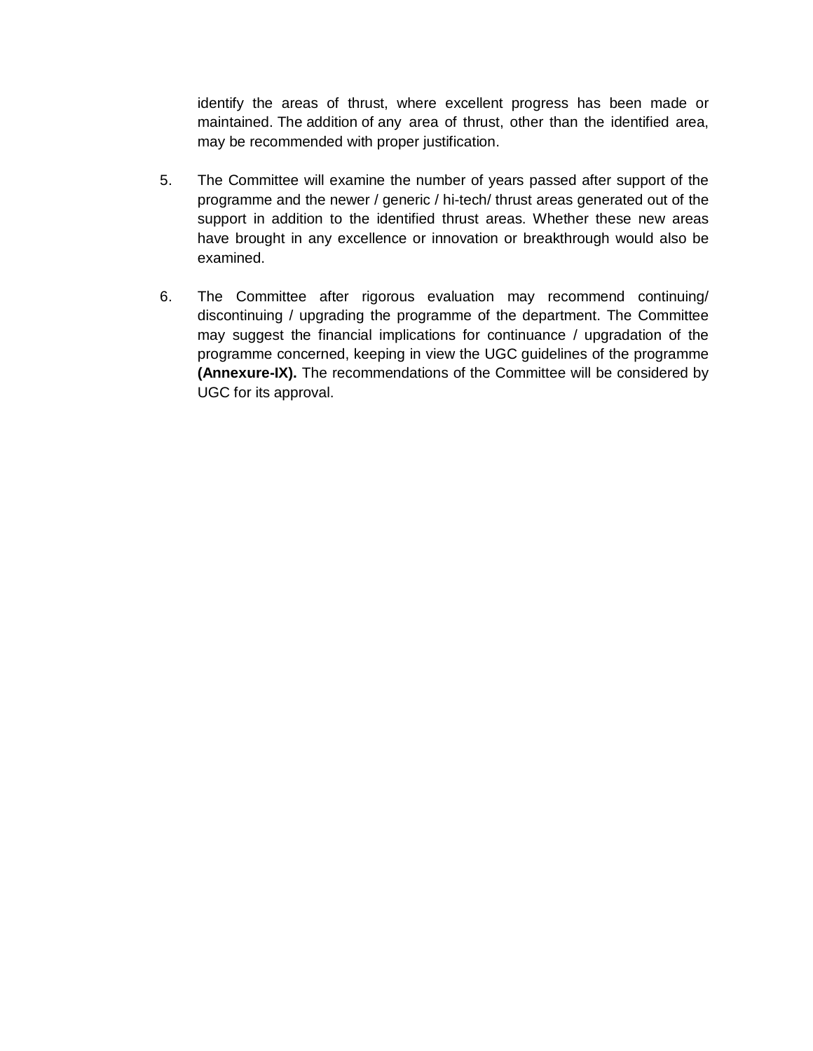identify the areas of thrust, where excellent progress has been made or maintained. The addition of any area of thrust, other than the identified area, may be recommended with proper justification.

5. The Committee will examine the number of years passed after support of the programme and the newer / generic / hi-tech/ thrust areas generated out of the support in addition to the identified thrust areas. Whether these new areas have brought in any excellence or innovation or breakthrough would also be examined.

6. The Committee after rigorous evaluation may recommend continuing/ discontinuing / upgrading the programme of the department. The Committee may suggest the financial implications for continuance / upgradation of the programme concerned, keeping in view the UGC guidelines of the programme **(Annexure-IX).** The recommendations of the Committee will be considered by UGC for its approval.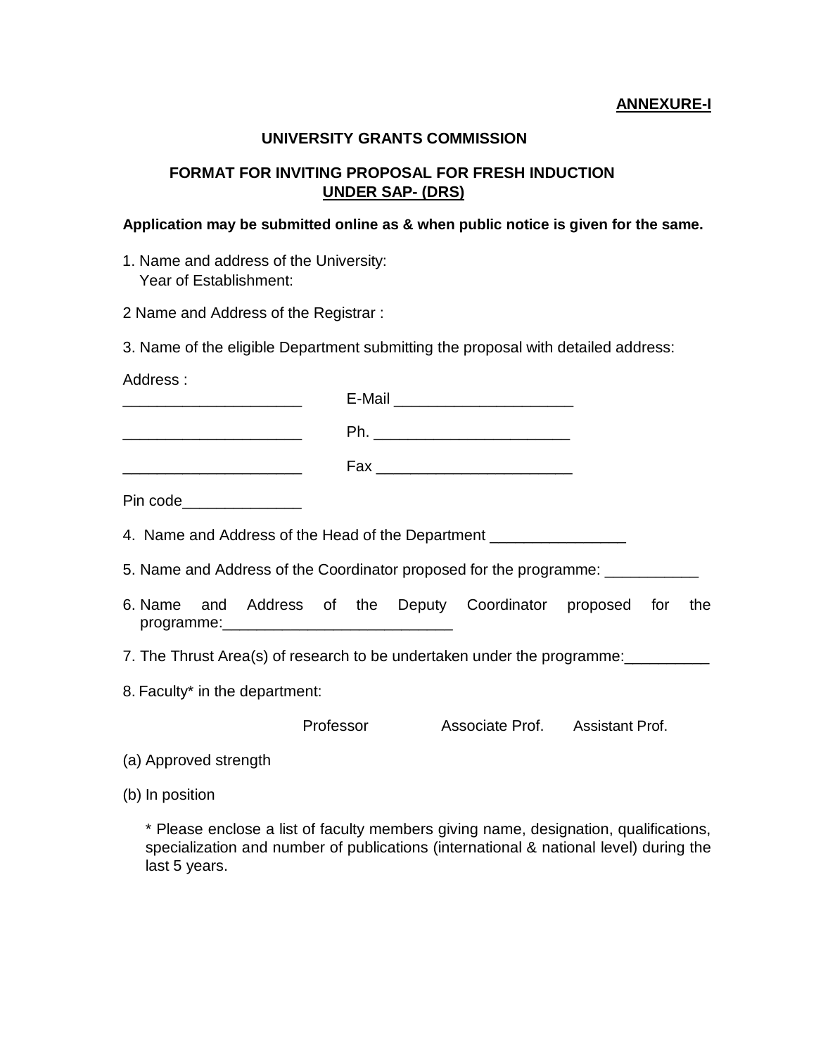**ANNEXURE-I**

## UNIVERSITY GRANTS COMMISSION

### FORMAT FOR INVITING PROPOSAL FOR FRESH INDUCTION UNDER SAP- (DRS)

**Application may be submitted online as & when public notice is given for the same.**

1. Name and address of the University:
   Year of Establishment:

2 Name and Address of the Registrar :

3. Name of the eligible Department submitting the proposal with detailed address:

Address :

_____________________ E-Mail _____________________

_____________________ Ph. _______________________

_____________________ Fax _______________________

Pin code______________

4. Name and Address of the Head of the Department ________________

5. Name and Address of the Coordinator proposed for the programme: ___________

6. Name and Address of the Deputy Coordinator proposed for the programme:___________________________

7. The Thrust Area(s) of research to be undertaken under the programme:__________

8. Faculty* in the department:

| | Professor | Associate Prof. | Assistant Prof. |
|---|---|---|---|
| (a) Approved strength | | | |
| (b) In position | | | |

\* Please enclose a list of faculty members giving name, designation, qualifications, specialization and number of publications (international & national level) during the last 5 years.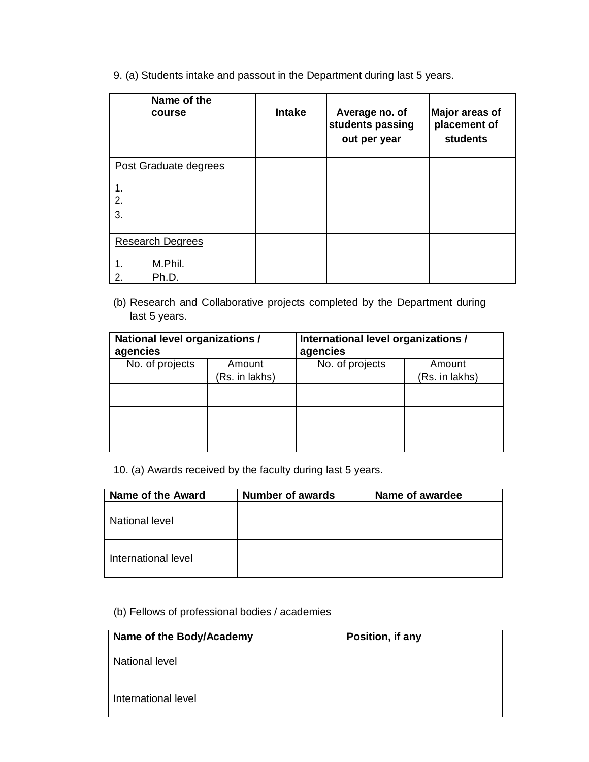9. (a) Students intake and passout in the Department during last 5 years.

| Name of the course | Intake | Average no. of students passing out per year | Major areas of placement of students |
|---|---|---|---|
| Post Graduate degrees<br>1.<br>2.<br>3. | | | |
| Research Degrees<br>1. M.Phil.<br>2. Ph.D. | | | |

(b) Research and Collaborative projects completed by the Department during last 5 years.

| National level organizations / agencies | | International level organizations / agencies | |
|---|---|---|---|
| No. of projects | Amount (Rs. in lakhs) | No. of projects | Amount (Rs. in lakhs) |
| | | | |
| | | | |
| | | | |

10. (a) Awards received by the faculty during last 5 years.

| Name of the Award | Number of awards | Name of awardee |
|---|---|---|
| National level | | |
| International level | | |

(b) Fellows of professional bodies / academies

| Name of the Body/Academy | Position, if any |
|---|---|
| National level | |
| International level | |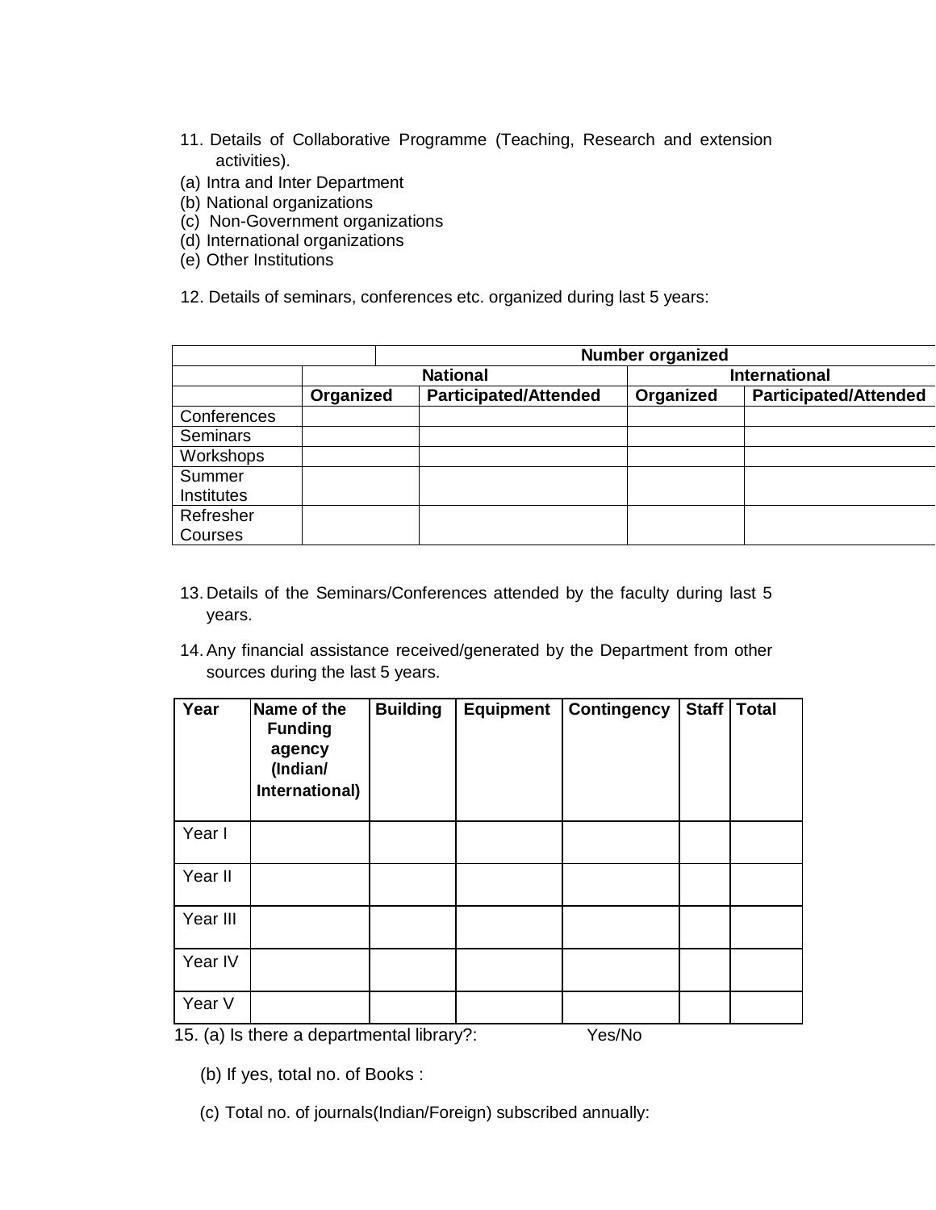11. Details of Collaborative Programme (Teaching, Research and extension activities).

(a) Intra and Inter Department
(b) National organizations
(c) Non-Government organizations
(d) International organizations
(e) Other Institutions

12. Details of seminars, conferences etc. organized during last 5 years:

| | Number organized | | | |
|---|---|---|---|---|
| | National | | International | |
| | **Organized** | **Participated/Attended** | **Organized** | **Participated/Attended** |
| Conferences | | | | |
| Seminars | | | | |
| Workshops | | | | |
| Summer Institutes | | | | |
| Refresher Courses | | | | |

13. Details of the Seminars/Conferences attended by the faculty during last 5 years.

14. Any financial assistance received/generated by the Department from other sources during the last 5 years.

| **Year** | **Name of the Funding agency (Indian/ International)** | **Building** | **Equipment** | **Contingency** | **Staff** | **Total** |
|---|---|---|---|---|---|---|
| Year I | | | | | | |
| Year II | | | | | | |
| Year III | | | | | | |
| Year IV | | | | | | |
| Year V | | | | | | |

15. (a) Is there a departmental library?: Yes/No

(b) If yes, total no. of Books :

(c) Total no. of journals(Indian/Foreign) subscribed annually: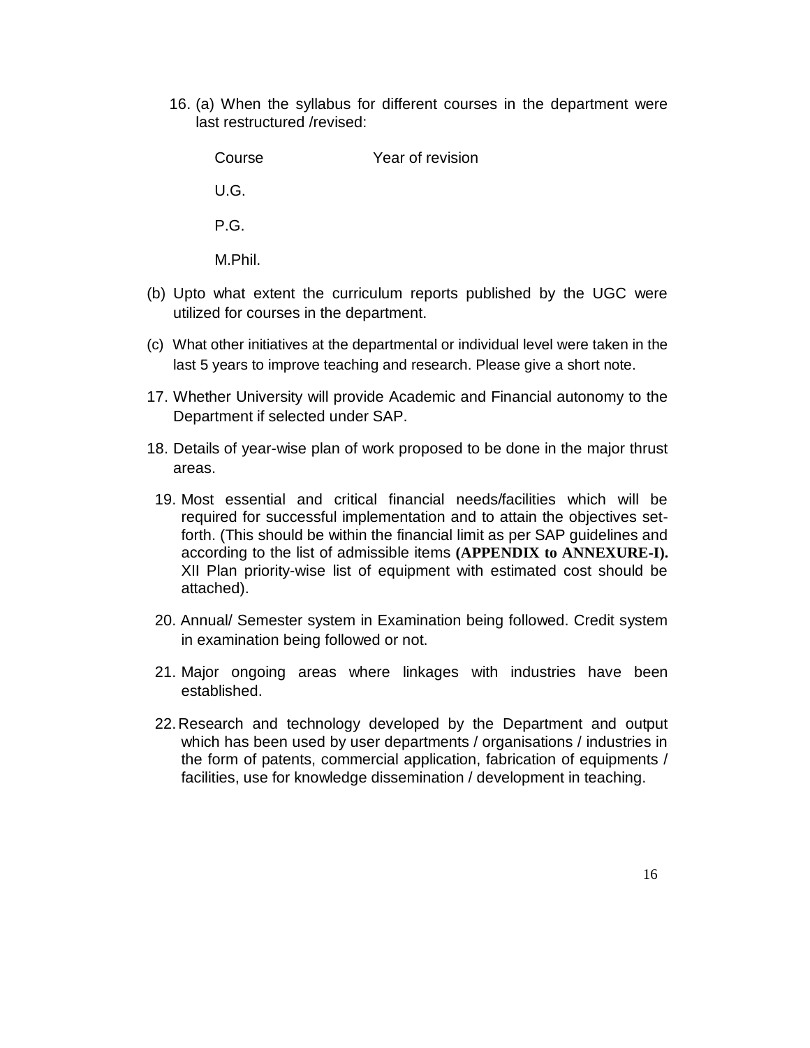16. (a) When the syllabus for different courses in the department were last restructured /revised:

| Course | Year of revision |
|---|---|
| U.G. | |
| P.G. | |
| M.Phil. | |

(b) Upto what extent the curriculum reports published by the UGC were utilized for courses in the department.

(c) What other initiatives at the departmental or individual level were taken in the last 5 years to improve teaching and research. Please give a short note.

17. Whether University will provide Academic and Financial autonomy to the Department if selected under SAP.

18. Details of year-wise plan of work proposed to be done in the major thrust areas.

19. Most essential and critical financial needs/facilities which will be required for successful implementation and to attain the objectives set-forth. (This should be within the financial limit as per SAP guidelines and according to the list of admissible items **(APPENDIX to ANNEXURE-I).** XII Plan priority-wise list of equipment with estimated cost should be attached).

20. Annual/ Semester system in Examination being followed. Credit system in examination being followed or not.

21. Major ongoing areas where linkages with industries have been established.

22. Research and technology developed by the Department and output which has been used by user departments / organisations / industries in the form of patents, commercial application, fabrication of equipments / facilities, use for knowledge dissemination / development in teaching.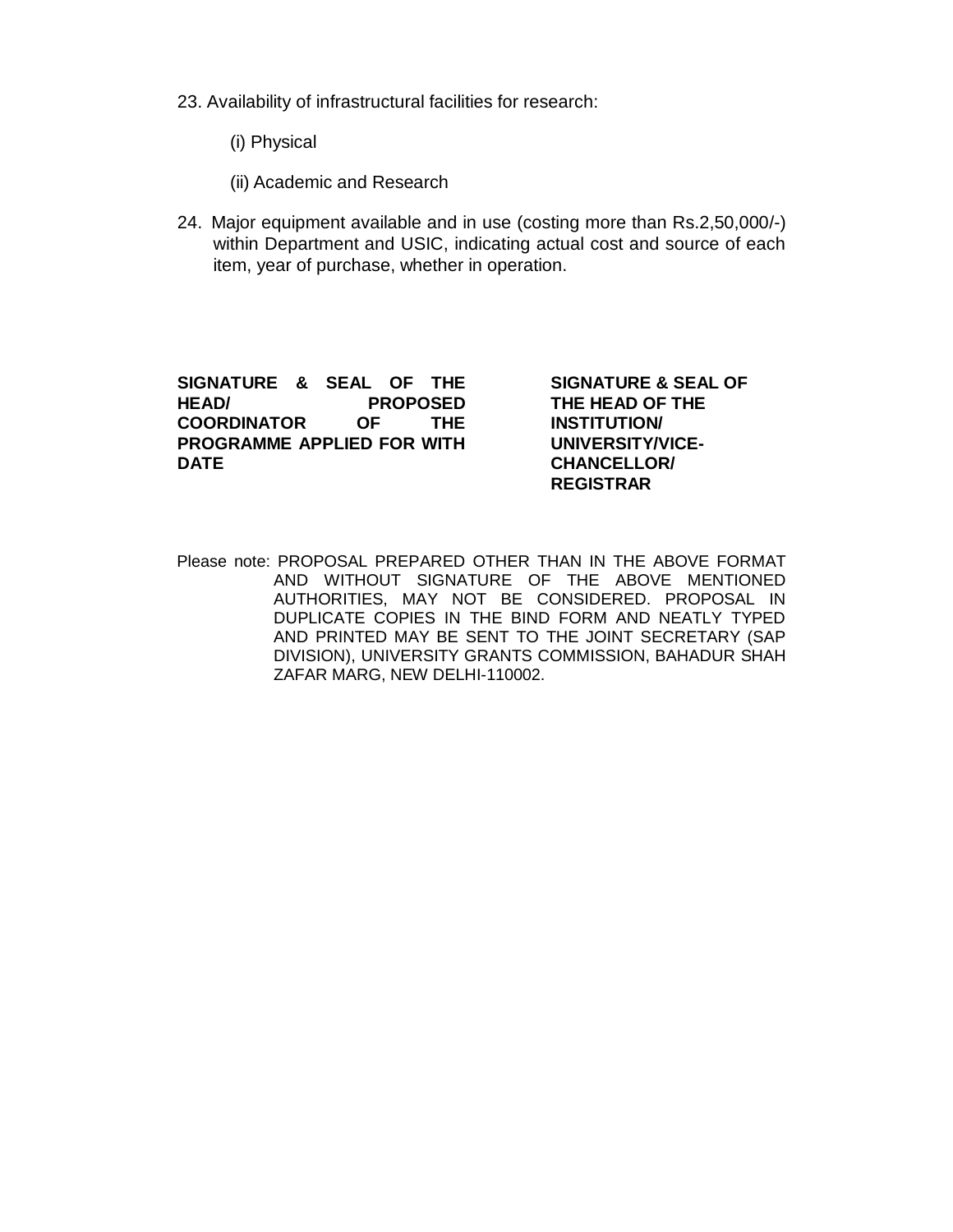23. Availability of infrastructural facilities for research:

    (i) Physical

    (ii) Academic and Research

24. Major equipment available and in use (costing more than Rs.2,50,000/-) within Department and USIC, indicating actual cost and source of each item, year of purchase, whether in operation.

**SIGNATURE & SEAL OF THE HEAD/ PROPOSED COORDINATOR OF THE PROGRAMME APPLIED FOR WITH DATE**

**SIGNATURE & SEAL OF THE HEAD OF THE INSTITUTION/ UNIVERSITY/VICE-CHANCELLOR/ REGISTRAR**

Please note: PROPOSAL PREPARED OTHER THAN IN THE ABOVE FORMAT AND WITHOUT SIGNATURE OF THE ABOVE MENTIONED AUTHORITIES, MAY NOT BE CONSIDERED. PROPOSAL IN DUPLICATE COPIES IN THE BIND FORM AND NEATLY TYPED AND PRINTED MAY BE SENT TO THE JOINT SECRETARY (SAP DIVISION), UNIVERSITY GRANTS COMMISSION, BAHADUR SHAH ZAFAR MARG, NEW DELHI-110002.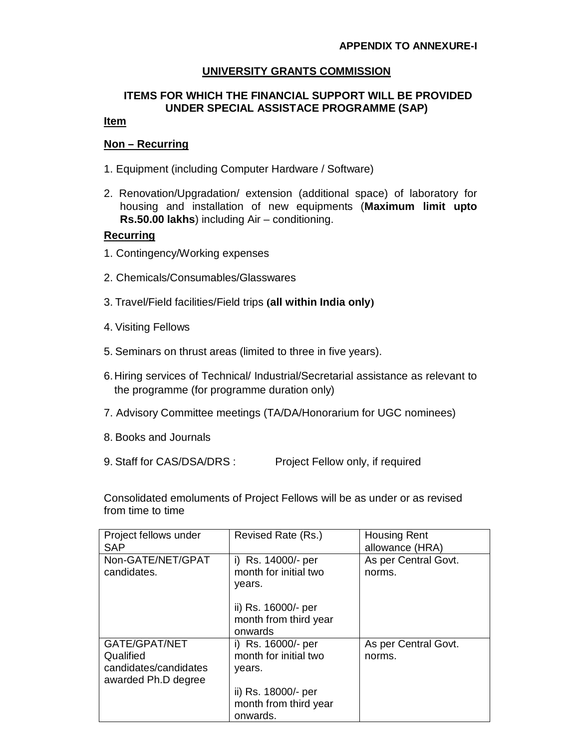**APPENDIX TO ANNEXURE-I**

## UNIVERSITY GRANTS COMMISSION

### ITEMS FOR WHICH THE FINANCIAL SUPPORT WILL BE PROVIDED UNDER SPECIAL ASSISTACE PROGRAMME (SAP)

**Item**

**Non – Recurring**

1. Equipment (including Computer Hardware / Software)
2. Renovation/Upgradation/ extension (additional space) of laboratory for housing and installation of new equipments (**Maximum limit upto Rs.50.00 lakhs**) including Air – conditioning.

**Recurring**

1. Contingency/Working expenses
2. Chemicals/Consumables/Glasswares
3. Travel/Field facilities/Field trips **(all within India only)**
4. Visiting Fellows
5. Seminars on thrust areas (limited to three in five years).
6. Hiring services of Technical/ Industrial/Secretarial assistance as relevant to the programme (for programme duration only)
7. Advisory Committee meetings (TA/DA/Honorarium for UGC nominees)
8. Books and Journals
9. Staff for CAS/DSA/DRS : Project Fellow only, if required

Consolidated emoluments of Project Fellows will be as under or as revised from time to time

| Project fellows under SAP | Revised Rate (Rs.) | Housing Rent allowance (HRA) |
|---|---|---|
| Non-GATE/NET/GPAT candidates. | i) Rs. 14000/- per month for initial two years.<br><br>ii) Rs. 16000/- per month from third year onwards | As per Central Govt. norms. |
| GATE/GPAT/NET Qualified candidates/candidates awarded Ph.D degree | i) Rs. 16000/- per month for initial two years.<br><br>ii) Rs. 18000/- per month from third year onwards. | As per Central Govt. norms. |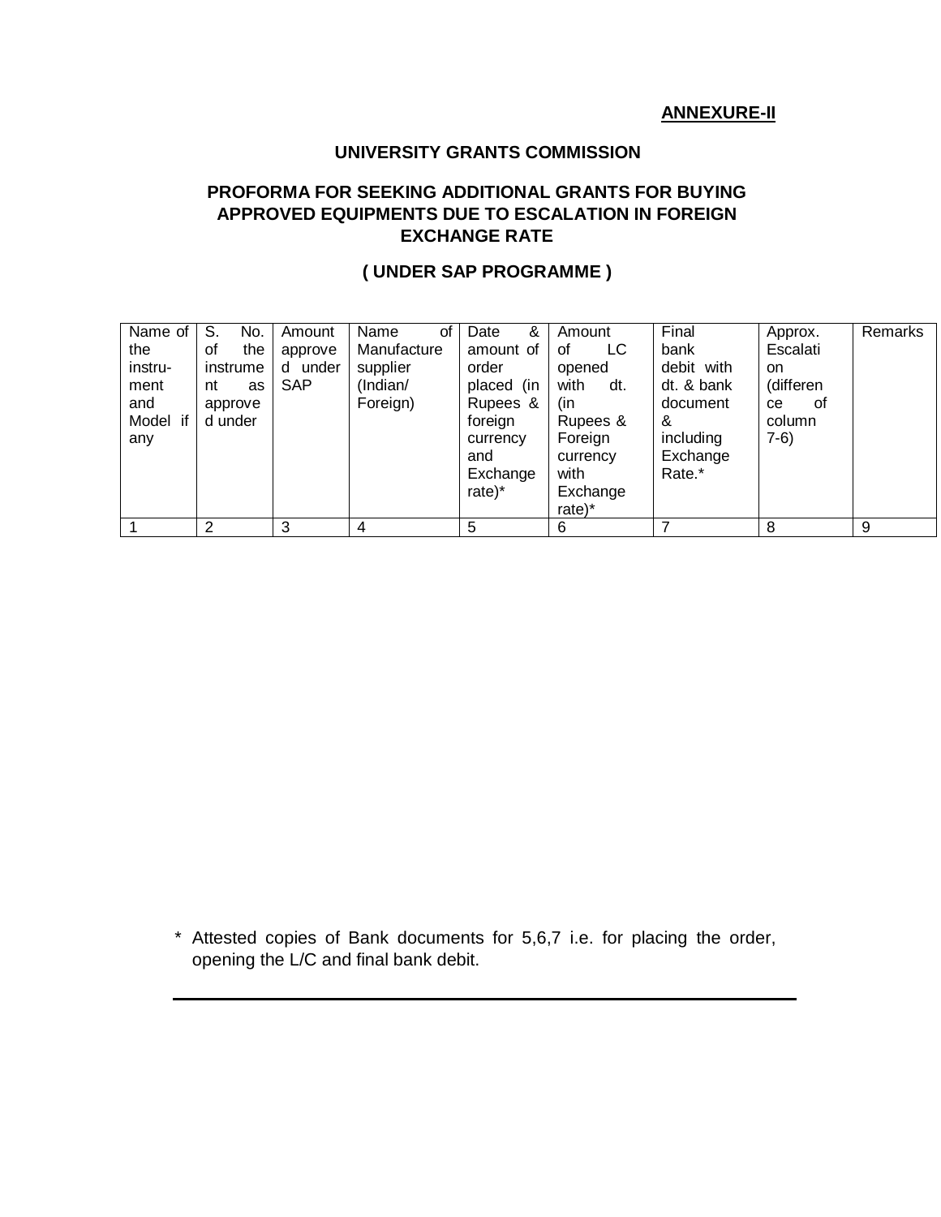**ANNEXURE-II**

**UNIVERSITY GRANTS COMMISSION**

**PROFORMA FOR SEEKING ADDITIONAL GRANTS FOR BUYING APPROVED EQUIPMENTS DUE TO ESCALATION IN FOREIGN EXCHANGE RATE**

**( UNDER SAP PROGRAMME )**

| Name of the instru-ment and Model if any | S. No. of the instrument as approved under | Amount approved under SAP | Name of Manufacture supplier (Indian/ Foreign) | Date & amount of order placed (in Rupees & foreign currency and Exchange rate)* | Amount of LC opened with dt. (in Rupees & Foreign currency with Exchange rate)* | Final bank debit with dt. & bank document & including Exchange Rate.* | Approx. Escalation (difference of column 7-6) | Remarks |
|---|---|---|---|---|---|---|---|---|
| 1 | 2 | 3 | 4 | 5 | 6 | 7 | 8 | 9 |

\* Attested copies of Bank documents for 5,6,7 i.e. for placing the order, opening the L/C and final bank debit.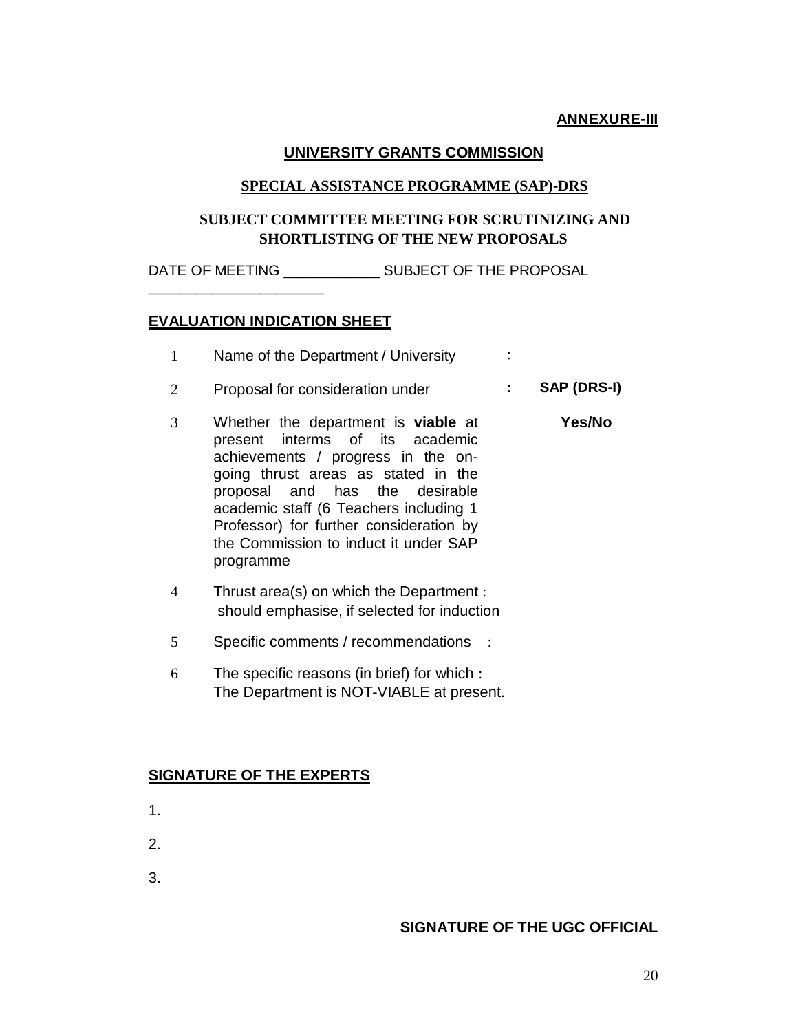**ANNEXURE-III**

## UNIVERSITY GRANTS COMMISSION

### SPECIAL ASSISTANCE PROGRAMME (SAP)-DRS

### SUBJECT COMMITTEE MEETING FOR SCRUTINIZING AND SHORTLISTING OF THE NEW PROPOSALS

DATE OF MEETING ____________ SUBJECT OF THE PROPOSAL ______________________

**EVALUATION INDICATION SHEET**

| | | | |
|---|---|---|---|
| 1 | Name of the Department / University | : | |
| 2 | Proposal for consideration under | **:** | **SAP (DRS-I)** |
| 3 | Whether the department is **viable** at present interms of its academic achievements / progress in the on-going thrust areas as stated in the proposal and has the desirable academic staff (6 Teachers including 1 Professor) for further consideration by the Commission to induct it under SAP programme | | **Yes/No** |
| 4 | Thrust area(s) on which the Department should emphasise, if selected for induction | : | |
| 5 | Specific comments / recommendations | : | |
| 6 | The specific reasons (in brief) for which The Department is NOT-VIABLE at present. | : | |

**SIGNATURE OF THE EXPERTS**

1.

2.

3.

**SIGNATURE OF THE UGC OFFICIAL**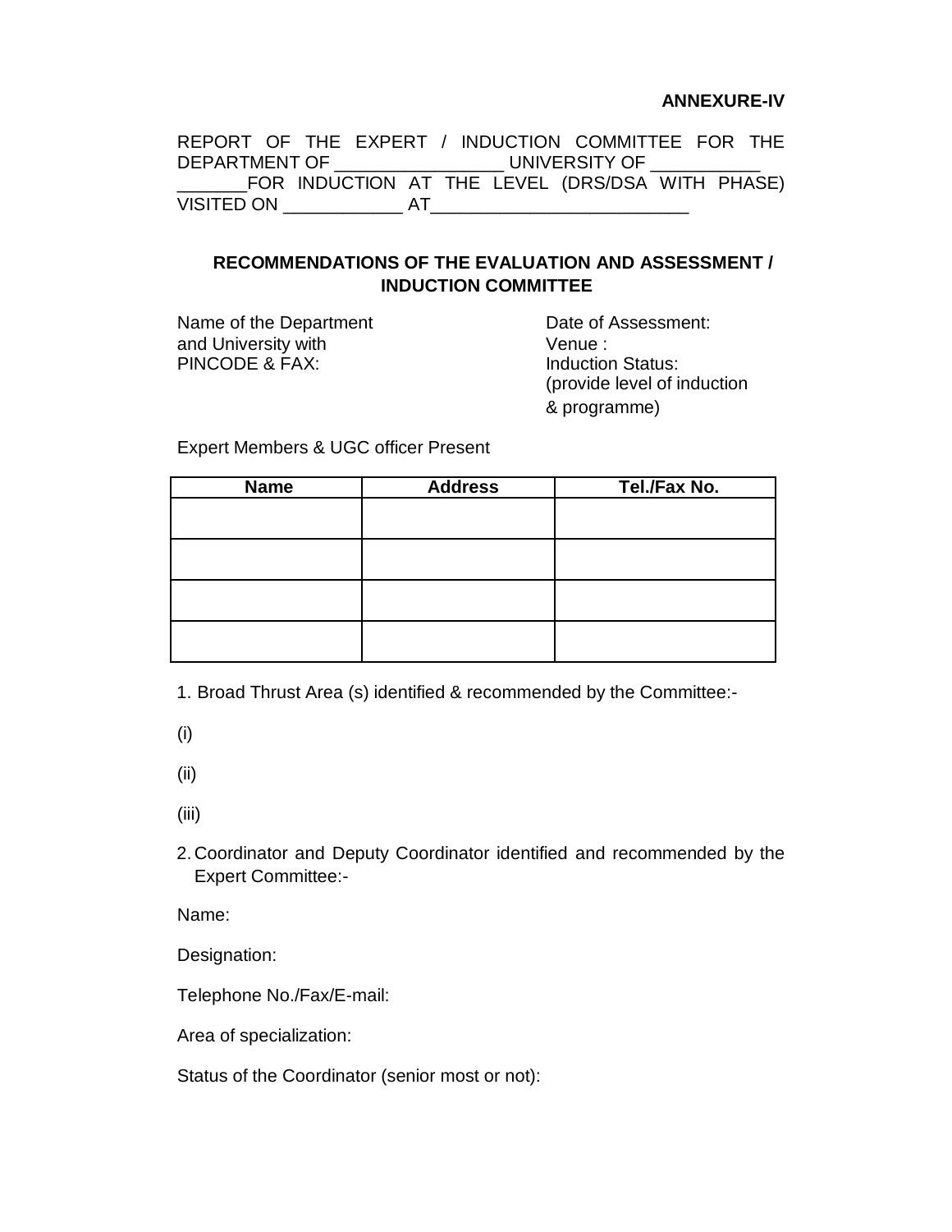**ANNEXURE-IV**

REPORT OF THE EXPERT / INDUCTION COMMITTEE FOR THE DEPARTMENT OF _________________ UNIVERSITY OF ___________ _______FOR INDUCTION AT THE LEVEL (DRS/DSA WITH PHASE) VISITED ON ____________ AT__________________________

## RECOMMENDATIONS OF THE EVALUATION AND ASSESSMENT / INDUCTION COMMITTEE

Name of the Department and University with PINCODE & FAX:

Date of Assessment:
Venue :
Induction Status:
(provide level of induction & programme)

Expert Members & UGC officer Present

| Name | Address | Tel./Fax No. |
|---|---|---|
| | | |
| | | |
| | | |
| | | |

1. Broad Thrust Area (s) identified & recommended by the Committee:-

(i)

(ii)

(iii)

2. Coordinator and Deputy Coordinator identified and recommended by the Expert Committee:-

Name:

Designation:

Telephone No./Fax/E-mail:

Area of specialization:

Status of the Coordinator (senior most or not):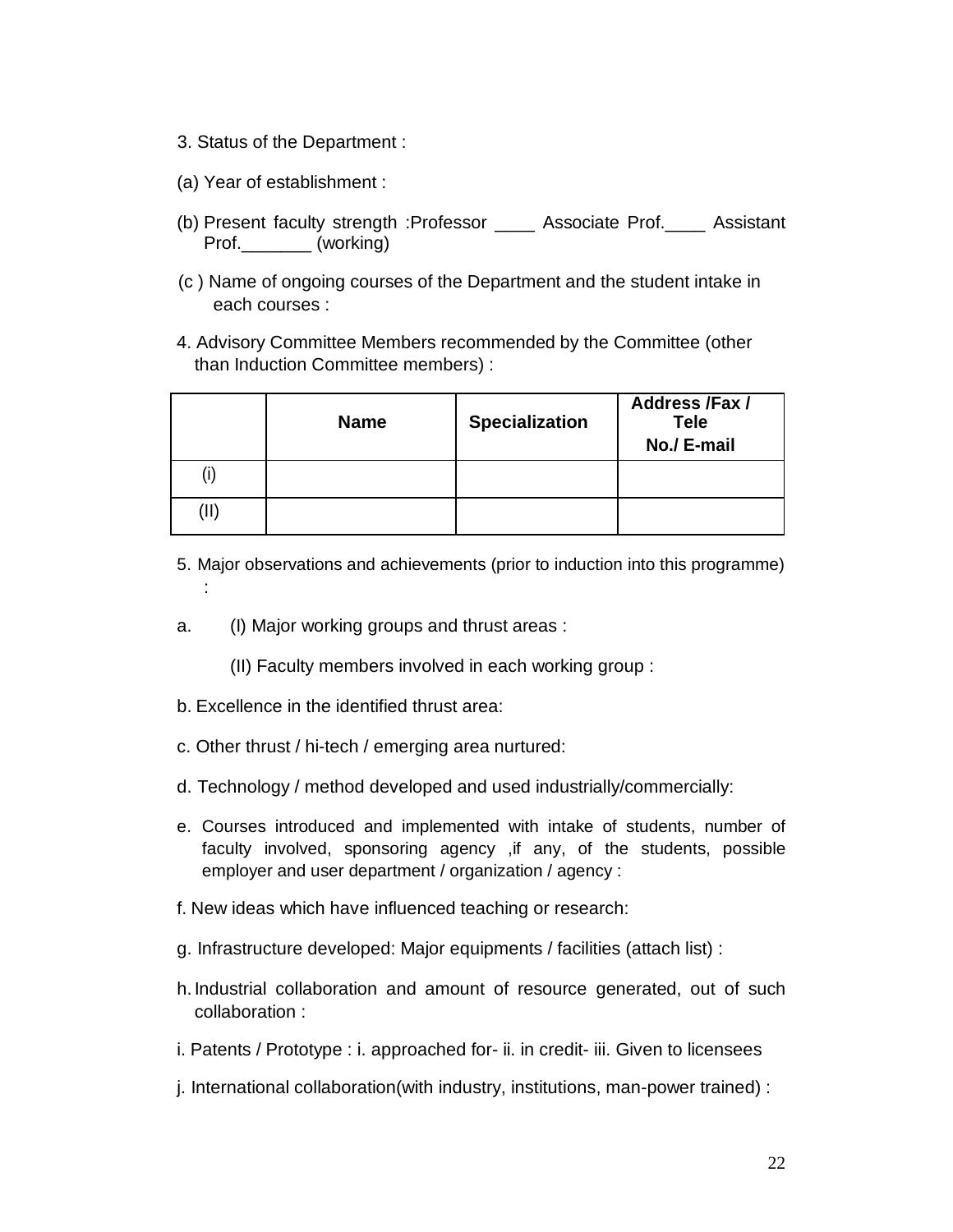3. Status of the Department :

(a) Year of establishment :

(b) Present faculty strength :Professor ____ Associate Prof.____ Assistant Prof._______ (working)

(c ) Name of ongoing courses of the Department and the student intake in each courses :

4. Advisory Committee Members recommended by the Committee (other than Induction Committee members) :

| | **Name** | **Specialization** | **Address /Fax / Tele No./ E-mail** |
|---|---|---|---|
| (i) | | | |
| (II) | | | |

5. Major observations and achievements (prior to induction into this programme) :

a. (I) Major working groups and thrust areas :

   (II) Faculty members involved in each working group :

b. Excellence in the identified thrust area:

c. Other thrust / hi-tech / emerging area nurtured:

d. Technology / method developed and used industrially/commercially:

e. Courses introduced and implemented with intake of students, number of faculty involved, sponsoring agency ,if any, of the students, possible employer and user department / organization / agency :

f. New ideas which have influenced teaching or research:

g. Infrastructure developed: Major equipments / facilities (attach list) :

h. Industrial collaboration and amount of resource generated, out of such collaboration :

i. Patents / Prototype : i. approached for- ii. in credit- iii. Given to licensees

j. International collaboration(with industry, institutions, man-power trained) :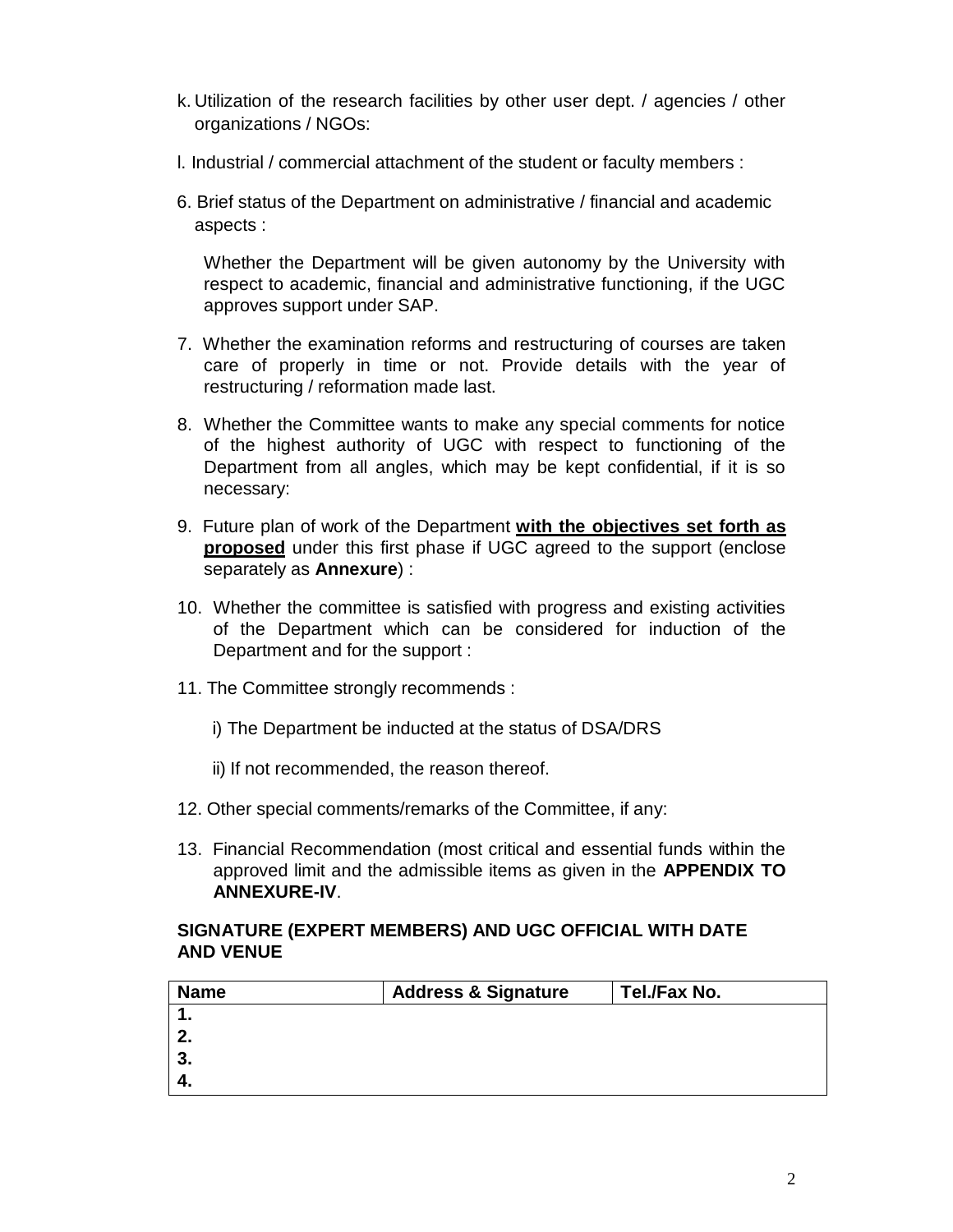k. Utilization of the research facilities by other user dept. / agencies / other organizations / NGOs:

l. Industrial / commercial attachment of the student or faculty members :

6. Brief status of the Department on administrative / financial and academic aspects :

   Whether the Department will be given autonomy by the University with respect to academic, financial and administrative functioning, if the UGC approves support under SAP.

7. Whether the examination reforms and restructuring of courses are taken care of properly in time or not. Provide details with the year of restructuring / reformation made last.

8. Whether the Committee wants to make any special comments for notice of the highest authority of UGC with respect to functioning of the Department from all angles, which may be kept confidential, if it is so necessary:

9. Future plan of work of the Department **<u>with the objectives set forth as proposed</u>** under this first phase if UGC agreed to the support (enclose separately as **Annexure**) :

10. Whether the committee is satisfied with progress and existing activities of the Department which can be considered for induction of the Department and for the support :

11. The Committee strongly recommends :

    i) The Department be inducted at the status of DSA/DRS

    ii) If not recommended, the reason thereof.

12. Other special comments/remarks of the Committee, if any:

13. Financial Recommendation (most critical and essential funds within the approved limit and the admissible items as given in the **APPENDIX TO ANNEXURE-IV**.

**SIGNATURE (EXPERT MEMBERS) AND UGC OFFICIAL WITH DATE AND VENUE**

| Name | Address & Signature | Tel./Fax No. |
|---|---|---|
| **1.** | | |
| **2.** | | |
| **3.** | | |
| **4.** | | |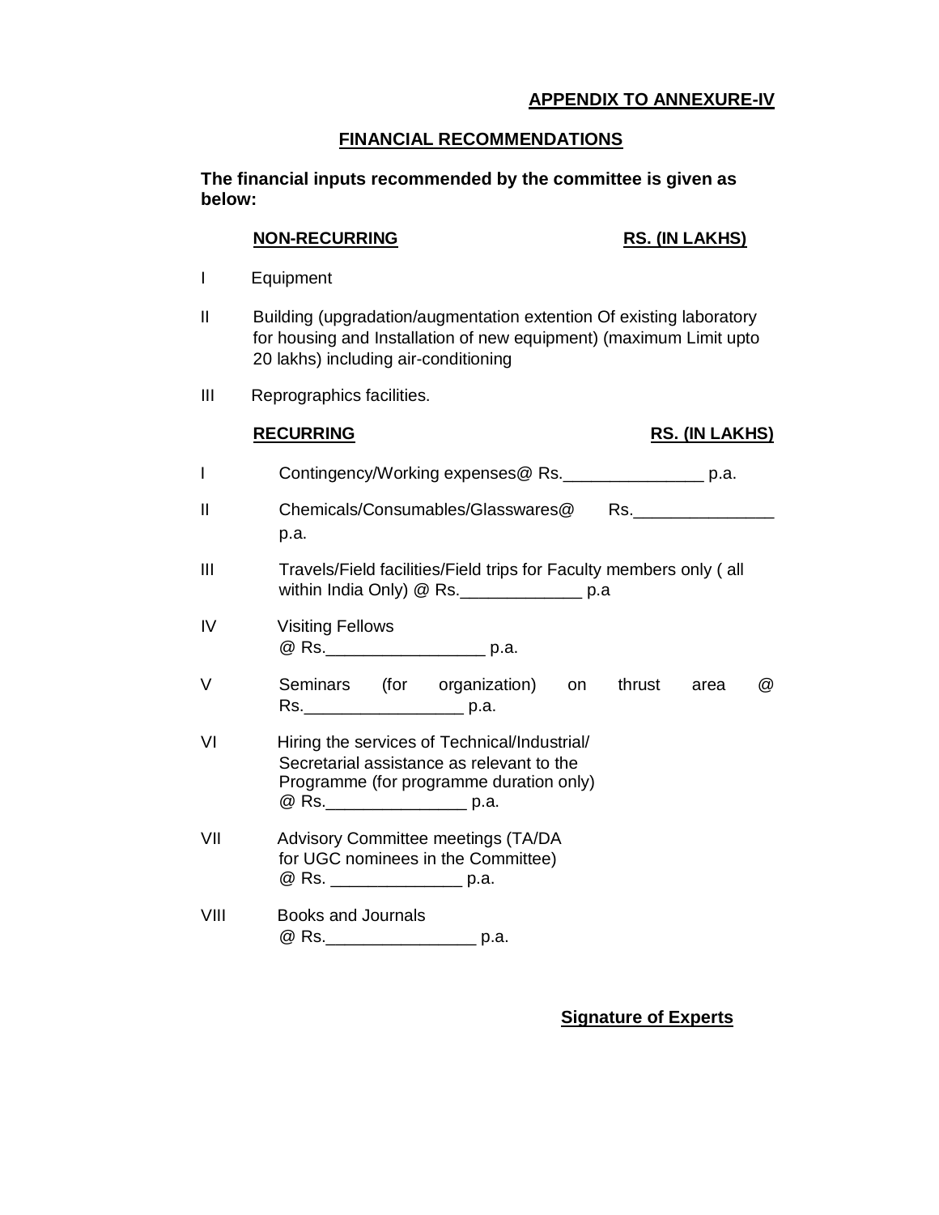**APPENDIX TO ANNEXURE-IV**

**FINANCIAL RECOMMENDATIONS**

**The financial inputs recommended by the committee is given as below:**

**NON-RECURRING** **RS. (IN LAKHS)**

I Equipment

II Building (upgradation/augmentation extention Of existing laboratory for housing and Installation of new equipment) (maximum Limit upto 20 lakhs) including air-conditioning

III Reprographics facilities.

**RECURRING** **RS. (IN LAKHS)**

I Contingency/Working expenses@ Rs._______________ p.a.

II Chemicals/Consumables/Glasswares@ Rs._______________ p.a.

III Travels/Field facilities/Field trips for Faculty members only ( all within India Only) @ Rs._____________ p.a

IV Visiting Fellows @ Rs._________________ p.a.

V Seminars (for organization) on thrust area @ Rs._________________ p.a.

VI Hiring the services of Technical/Industrial/ Secretarial assistance as relevant to the Programme (for programme duration only) @ Rs._______________ p.a.

VII Advisory Committee meetings (TA/DA for UGC nominees in the Committee) @ Rs. ______________ p.a.

VIII Books and Journals @ Rs.________________ p.a.

**Signature of Experts**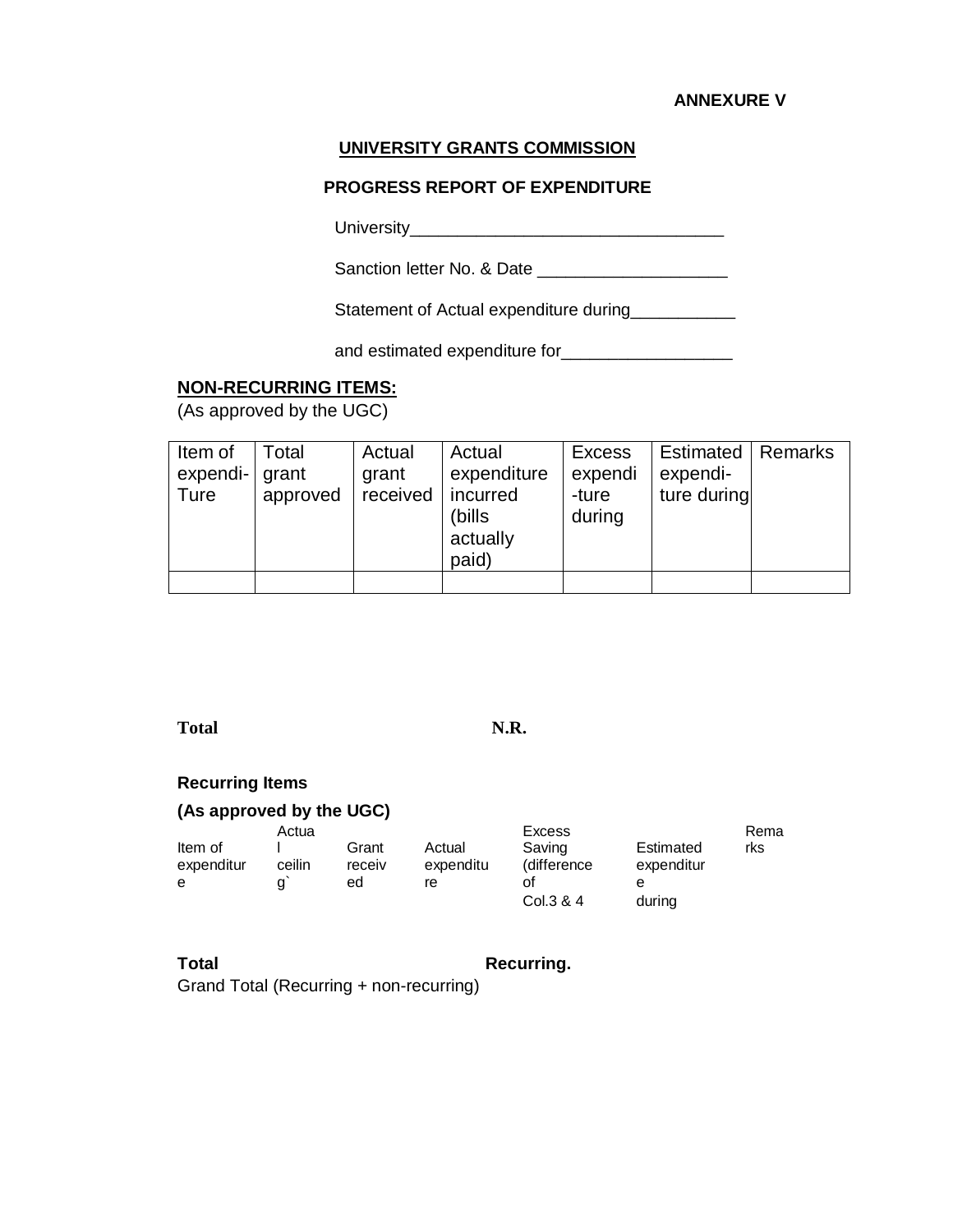**ANNEXURE V**

**UNIVERSITY GRANTS COMMISSION**

**PROGRESS REPORT OF EXPENDITURE**

University_________________________________

Sanction letter No. & Date ____________________

Statement of Actual expenditure during___________

and estimated expenditure for__________________

**NON-RECURRING ITEMS:**

(As approved by the UGC)

| Item of expendi-Ture | Total grant approved | Actual grant received | Actual expenditure incurred (bills actually paid) | Excess expendi-ture during | Estimated expendi-ture during | Remarks |
|---|---|---|---|---|---|---|
| | | | | | | |

**Total N.R.**

**Recurring Items**

**(As approved by the UGC)**

| Item of expenditure | Actual ceiling` | Grant received | Actual expenditure | Excess Saving (difference of Col.3 & 4 | Estimated expenditure during | Remarks |
|---|---|---|---|---|---|---|

**Total Recurring.**

Grand Total (Recurring + non-recurring)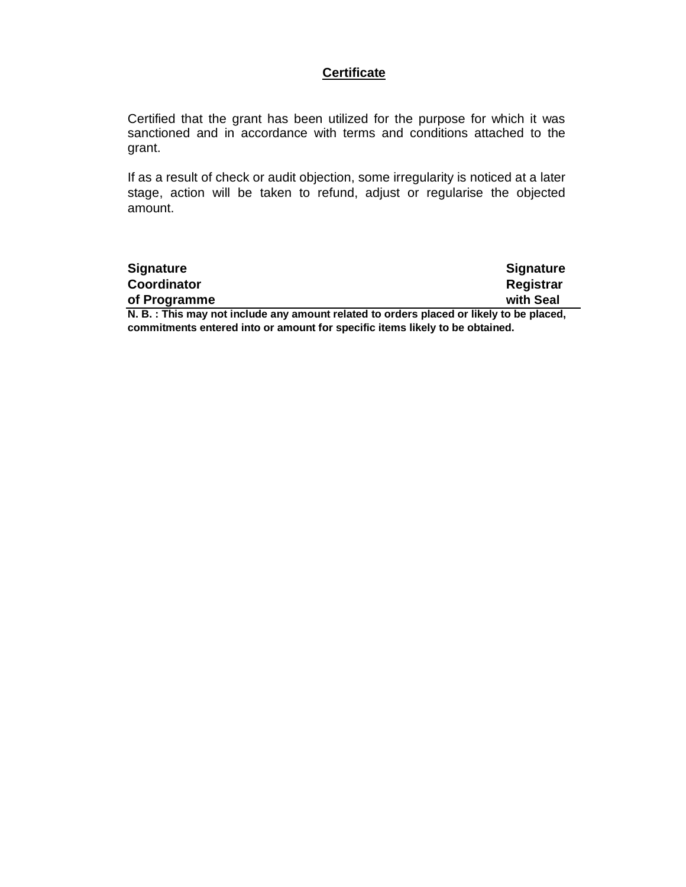## Certificate

Certified that the grant has been utilized for the purpose for which it was sanctioned and in accordance with terms and conditions attached to the grant.

If as a result of check or audit objection, some irregularity is noticed at a later stage, action will be taken to refund, adjust or regularise the objected amount.

| | |
|---|---|
| **Signature** | **Signature** |
| **Coordinator** | **Registrar** |
| **of Programme** | **with Seal** |

**N. B. : This may not include any amount related to orders placed or likely to be placed, commitments entered into or amount for specific items likely to be obtained.**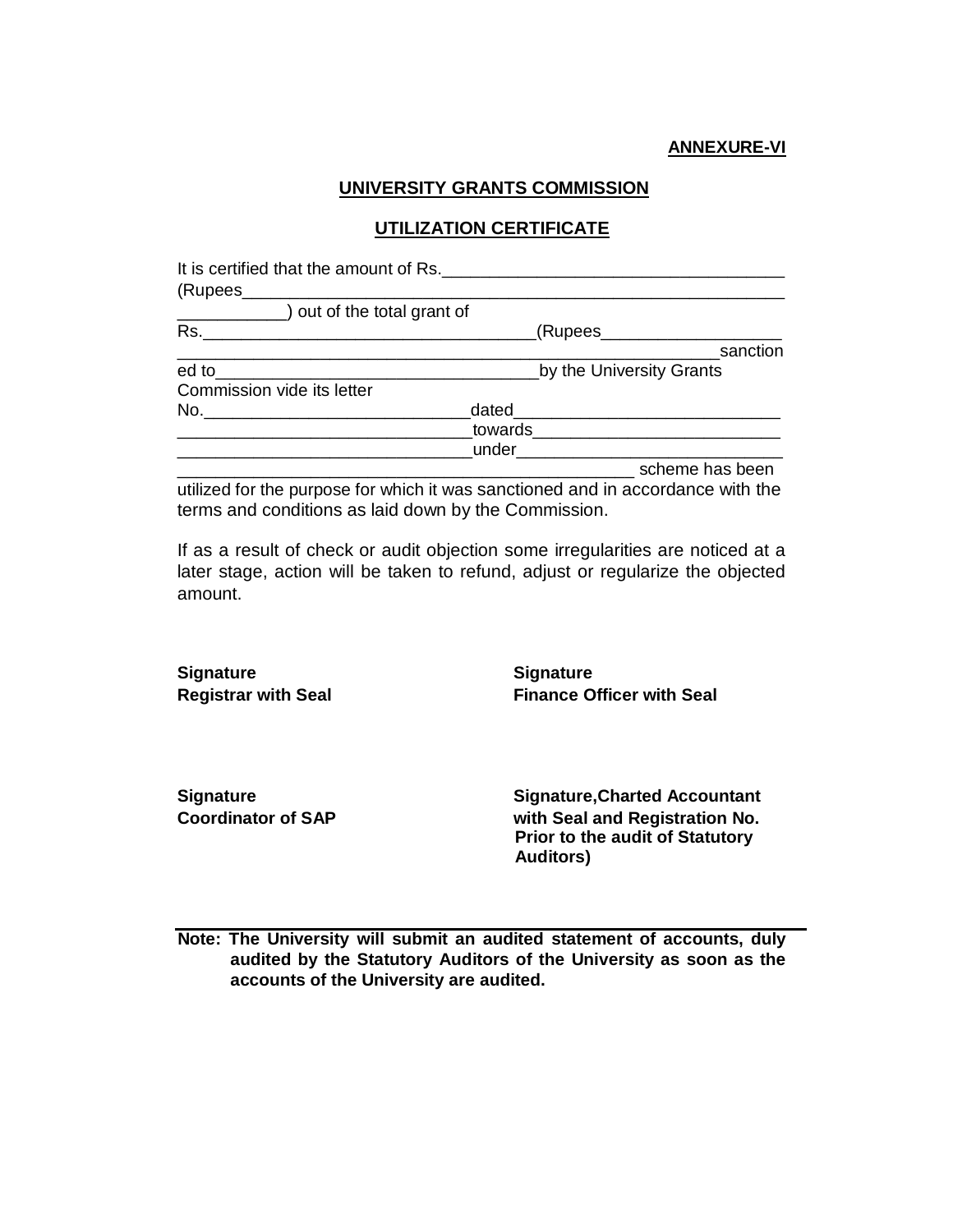**ANNEXURE-VI**

**UNIVERSITY GRANTS COMMISSION**

**UTILIZATION CERTIFICATE**

It is certified that the amount of Rs.___________________________________ (Rupees_________________________________________________________ ___________) out of the total grant of Rs.__________________________________(Rupees___________________ ___________________________________________________________sanction ed to__________________________________by the University Grants Commission vide its letter No.____________________________dated___________________________ ______________________________towards__________________________ ______________________________under___________________________ ________________________________________________ scheme has been utilized for the purpose for which it was sanctioned and in accordance with the terms and conditions as laid down by the Commission.

If as a result of check or audit objection some irregularities are noticed at a later stage, action will be taken to refund, adjust or regularize the objected amount.

**Signature**
**Registrar with Seal**

**Signature**
**Finance Officer with Seal**

**Signature**
**Coordinator of SAP**

**Signature,Charted Accountant with Seal and Registration No. Prior to the audit of Statutory Auditors)**

**Note: The University will submit an audited statement of accounts, duly audited by the Statutory Auditors of the University as soon as the accounts of the University are audited.**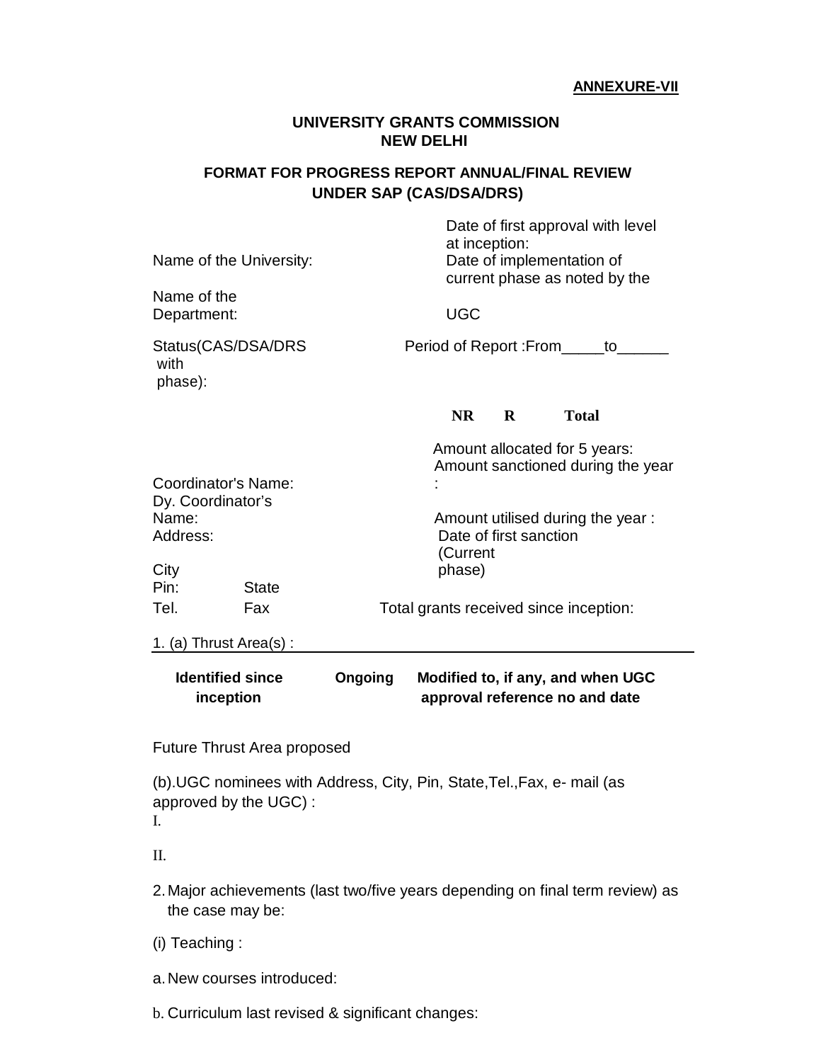**ANNEXURE-VII**

**UNIVERSITY GRANTS COMMISSION**
**NEW DELHI**

**FORMAT FOR PROGRESS REPORT ANNUAL/FINAL REVIEW UNDER SAP (CAS/DSA/DRS)**

Name of the University:

Name of the Department:

Date of first approval with level at inception:

Date of implementation of current phase as noted by the UGC

Status(CAS/DSA/DRS with phase):

Period of Report :From_____to______

| | NR | R | Total |
|---|---|---|---|
| Amount allocated for 5 years: | | | |
| Amount sanctioned during the year : | | | |
| Amount utilised during the year : | | | |

Coordinator's Name:

Dy. Coordinator's Name:

Address:

City

Pin: State

Tel. Fax

Date of first sanction (Current phase)

Total grants received since inception:

1. (a) Thrust Area(s) :

| Identified since inception | Ongoing | Modified to, if any, and when UGC approval reference no and date |
|---|---|---|
| | | |

Future Thrust Area proposed

(b).UGC nominees with Address, City, Pin, State,Tel.,Fax, e- mail (as approved by the UGC) :

I.

II.

2. Major achievements (last two/five years depending on final term review) as the case may be:

(i) Teaching :

a. New courses introduced:

b. Curriculum last revised & significant changes: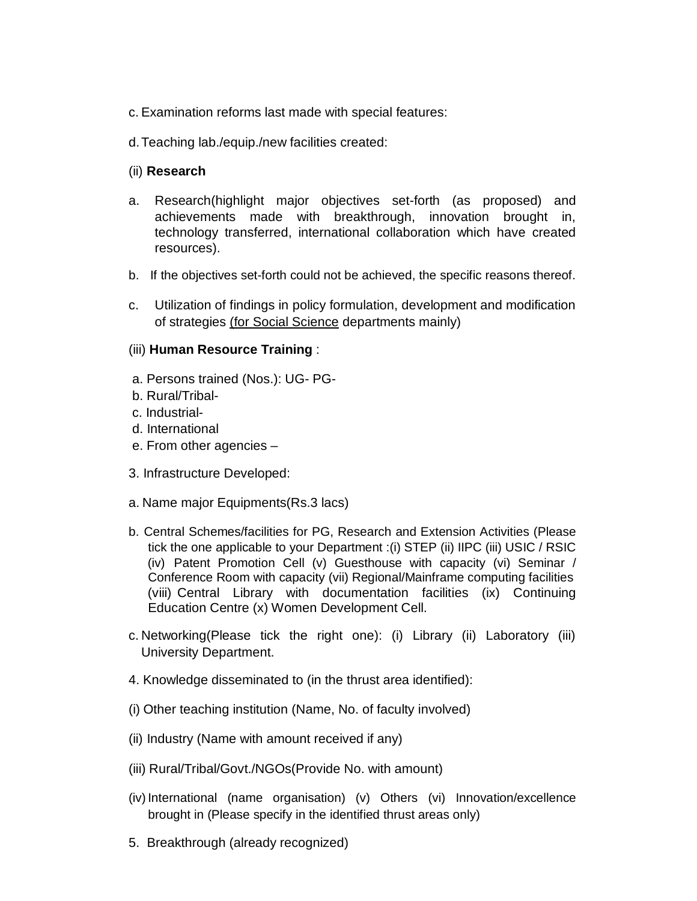c. Examination reforms last made with special features:

d. Teaching lab./equip./new facilities created:

(ii) **Research**

a. Research(highlight major objectives set-forth (as proposed) and achievements made with breakthrough, innovation brought in, technology transferred, international collaboration which have created resources).

b. If the objectives set-forth could not be achieved, the specific reasons thereof.

c. Utilization of findings in policy formulation, development and modification of strategies <u>(for Social Science</u> departments mainly)

(iii) **Human Resource Training** :

a. Persons trained (Nos.): UG- PG-
b. Rural/Tribal-
c. Industrial-
d. International
e. From other agencies –

3. Infrastructure Developed:

a. Name major Equipments(Rs.3 lacs)

b. Central Schemes/facilities for PG, Research and Extension Activities (Please tick the one applicable to your Department :(i) STEP (ii) IIPC (iii) USIC / RSIC (iv) Patent Promotion Cell (v) Guesthouse with capacity (vi) Seminar / Conference Room with capacity (vii) Regional/Mainframe computing facilities (viii) Central Library with documentation facilities (ix) Continuing Education Centre (x) Women Development Cell.

c. Networking(Please tick the right one): (i) Library (ii) Laboratory (iii) University Department.

4. Knowledge disseminated to (in the thrust area identified):

(i) Other teaching institution (Name, No. of faculty involved)

(ii) Industry (Name with amount received if any)

(iii) Rural/Tribal/Govt./NGOs(Provide No. with amount)

(iv) International (name organisation) (v) Others (vi) Innovation/excellence brought in (Please specify in the identified thrust areas only)

5. Breakthrough (already recognized)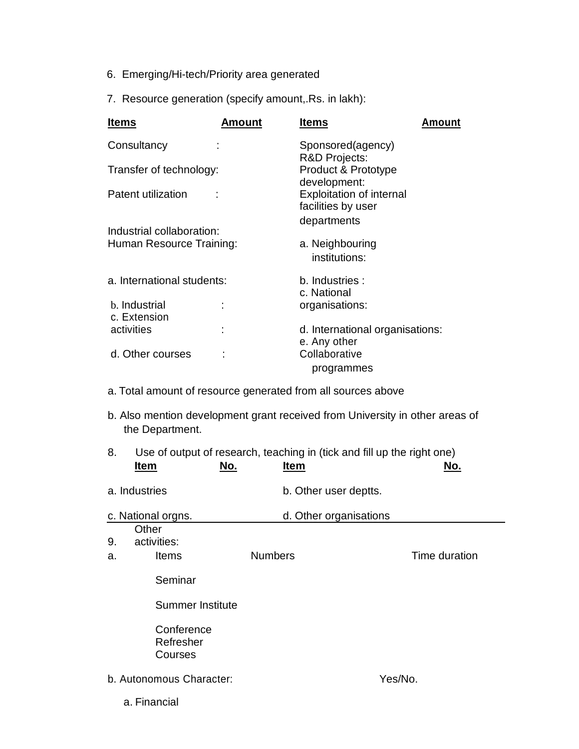6. Emerging/Hi-tech/Priority area generated

7. Resource generation (specify amount,.Rs. in lakh):

| **Items** | **Amount** | **Items** | **Amount** |
|---|---|---|---|
| Consultancy : | | Sponsored(agency) R&D Projects: | |
| Transfer of technology: | | Product & Prototype development: | |
| Patent utilization : | | Exploitation of internal facilities by user departments | |
| Industrial collaboration: | | | |
| Human Resource Training: | | a. Neighbouring institutions: | |
| a. International students: | | b. Industries : | |
| b. Industrial : | | c. National organisations: | |
| c. Extension activities : | | d. International organisations: | |
| d. Other courses : | | e. Any other Collaborative programmes | |

a. Total amount of resource generated from all sources above

b. Also mention development grant received from University in other areas of the Department.

8. Use of output of research, teaching in (tick and fill up the right one)

| **Item** | **No.** | **Item** | **No.** |
|---|---|---|---|
| a. Industries | | b. Other user deptts. | |
| c. National orgns. | | d. Other organisations | |

9. Other activities:

a.

| Items | Numbers | Time duration |
|---|---|---|
| Seminar | | |
| Summer Institute | | |
| Conference | | |
| Refresher Courses | | |

b. Autonomous Character: Yes/No.

a. Financial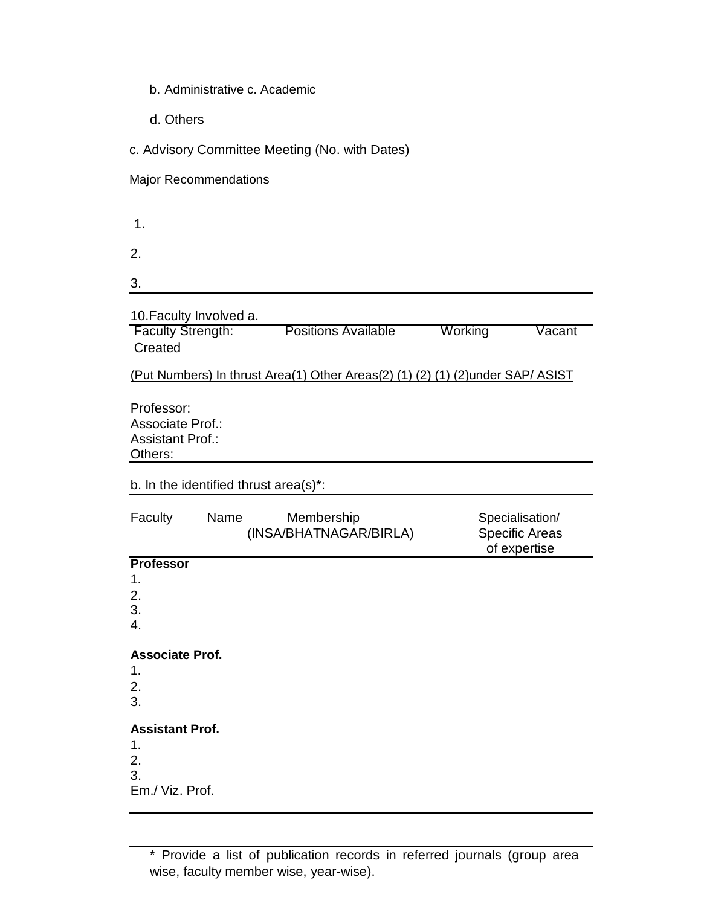b. Administrative c. Academic

d. Others

c. Advisory Committee Meeting (No. with Dates)

Major Recommendations

1.

2.

3.

10.Faculty Involved a.

| Faculty Strength: Created | Positions Available | Working | Vacant |
|---|---|---|---|

(Put Numbers) In thrust Area(1) Other Areas(2) (1) (2) (1) (2)under SAP/ ASIST

Professor:
Associate Prof.:
Assistant Prof.:
Others:

b. In the identified thrust area(s)*:

| Faculty | Name | Membership (INSA/BHATNAGAR/BIRLA) | Specialisation/ Specific Areas of expertise |
|---|---|---|---|
| **Professor** | | | |
| 1. | | | |
| 2. | | | |
| 3. | | | |
| 4. | | | |
| **Associate Prof.** | | | |
| 1. | | | |
| 2. | | | |
| 3. | | | |
| **Assistant Prof.** | | | |
| 1. | | | |
| 2. | | | |
| 3. | | | |
| Em./ Viz. Prof. | | | |

* Provide a list of publication records in referred journals (group area wise, faculty member wise, year-wise).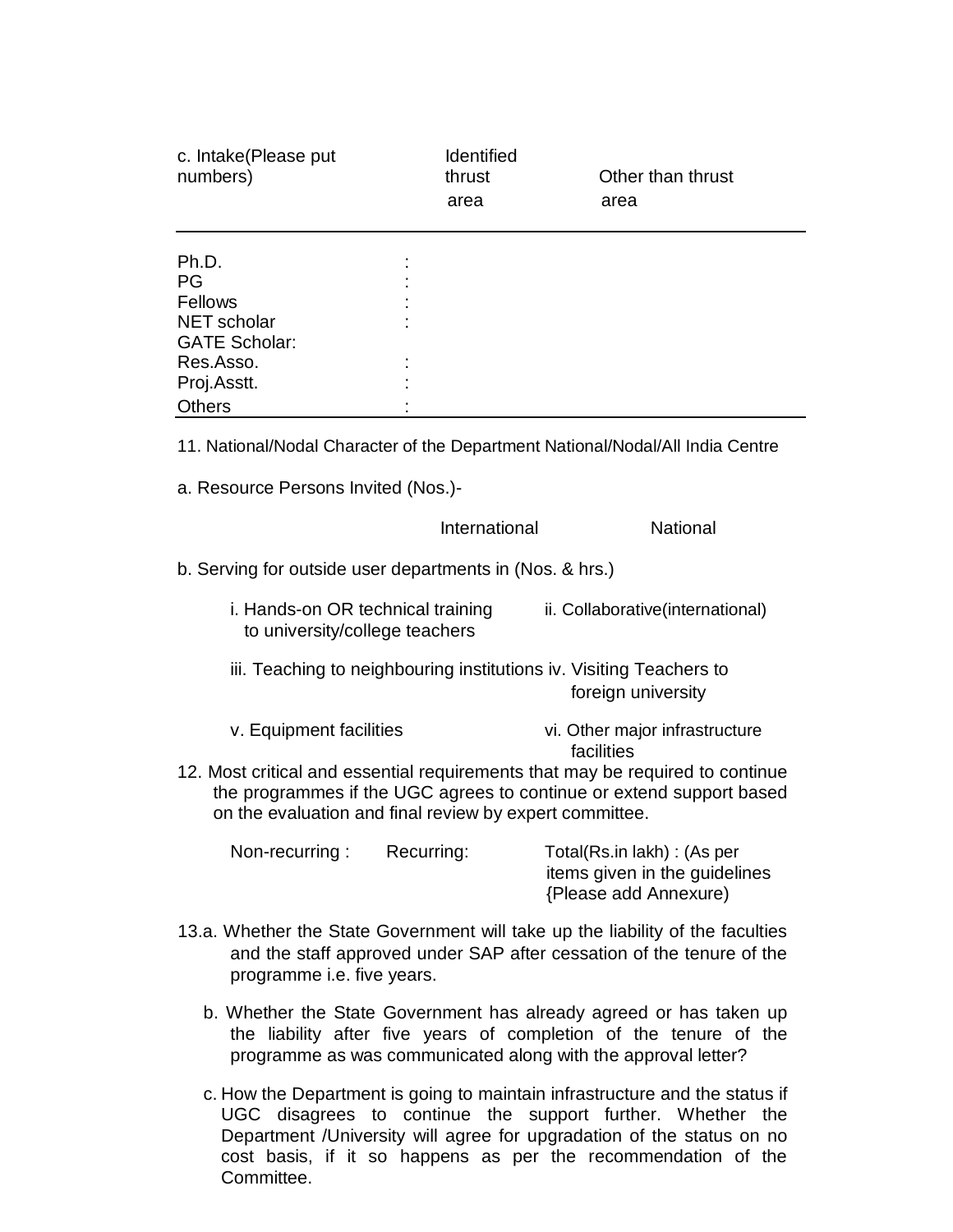| c. Intake(Please put numbers) | | Identified thrust area | Other than thrust area |
|---|---|---|---|
| Ph.D. | : | | |
| PG | : | | |
| Fellows | : | | |
| NET scholar | : | | |
| GATE Scholar: | | | |
| Res.Asso. | : | | |
| Proj.Asstt. | : | | |
| Others | : | | |

11. National/Nodal Character of the Department National/Nodal/All India Centre

a. Resource Persons Invited (Nos.)-

International National

b. Serving for outside user departments in (Nos. & hrs.)

i. Hands-on OR technical training to university/college teachers

ii. Collaborative(international)

iii. Teaching to neighbouring institutions

iv. Visiting Teachers to foreign university

v. Equipment facilities

vi. Other major infrastructure facilities

12. Most critical and essential requirements that may be required to continue the programmes if the UGC agrees to continue or extend support based on the evaluation and final review by expert committee.

Non-recurring : Recurring: Total(Rs.in lakh) : (As per items given in the guidelines {Please add Annexure)

13.a. Whether the State Government will take up the liability of the faculties and the staff approved under SAP after cessation of the tenure of the programme i.e. five years.

b. Whether the State Government has already agreed or has taken up the liability after five years of completion of the tenure of the programme as was communicated along with the approval letter?

c. How the Department is going to maintain infrastructure and the status if UGC disagrees to continue the support further. Whether the Department /University will agree for upgradation of the status on no cost basis, if it so happens as per the recommendation of the Committee.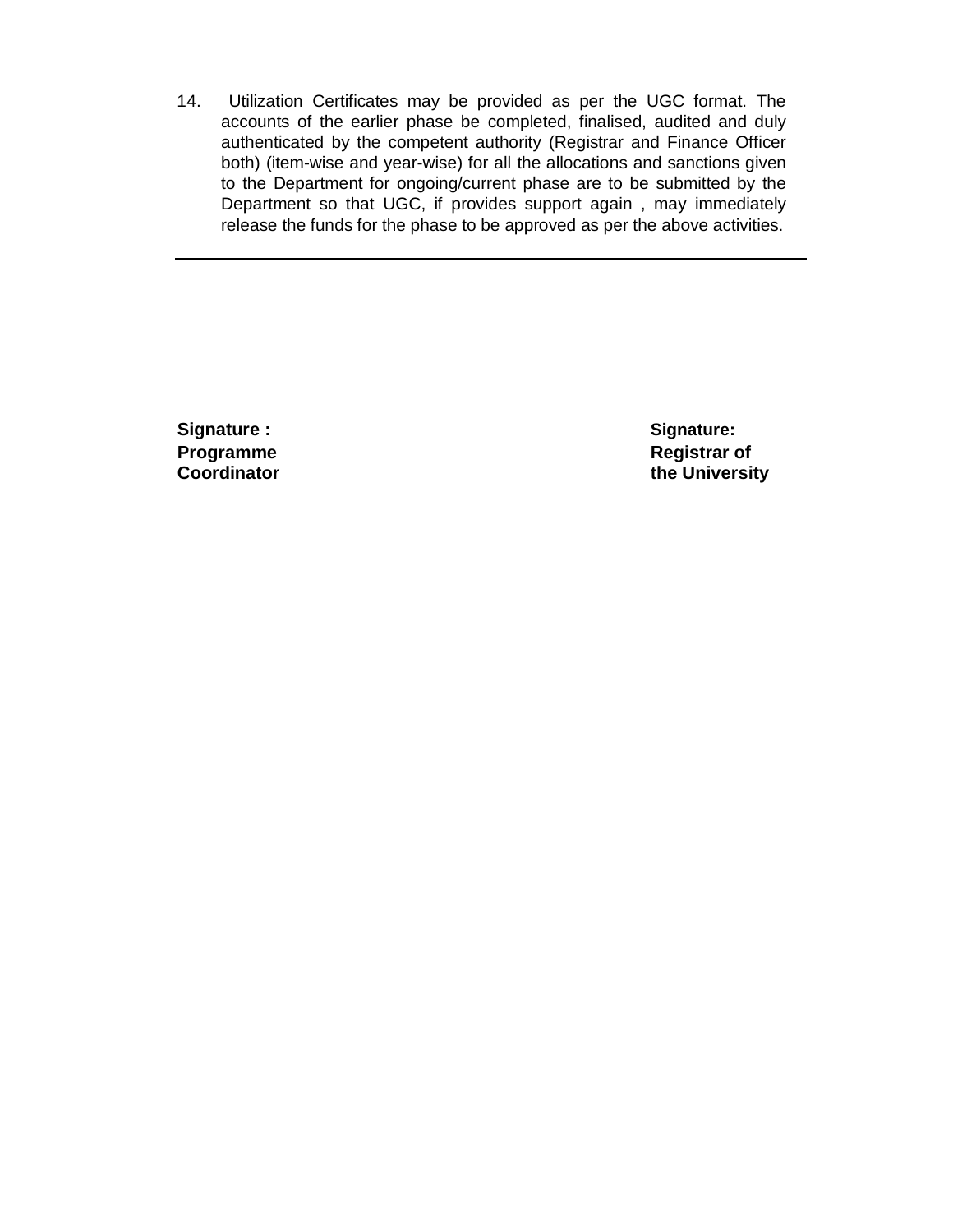14. Utilization Certificates may be provided as per the UGC format. The accounts of the earlier phase be completed, finalised, audited and duly authenticated by the competent authority (Registrar and Finance Officer both) (item-wise and year-wise) for all the allocations and sanctions given to the Department for ongoing/current phase are to be submitted by the Department so that UGC, if provides support again , may immediately release the funds for the phase to be approved as per the above activities.

---

| **Signature :** | **Signature:** |
|---|---|
| **Programme Coordinator** | **Registrar of the University** |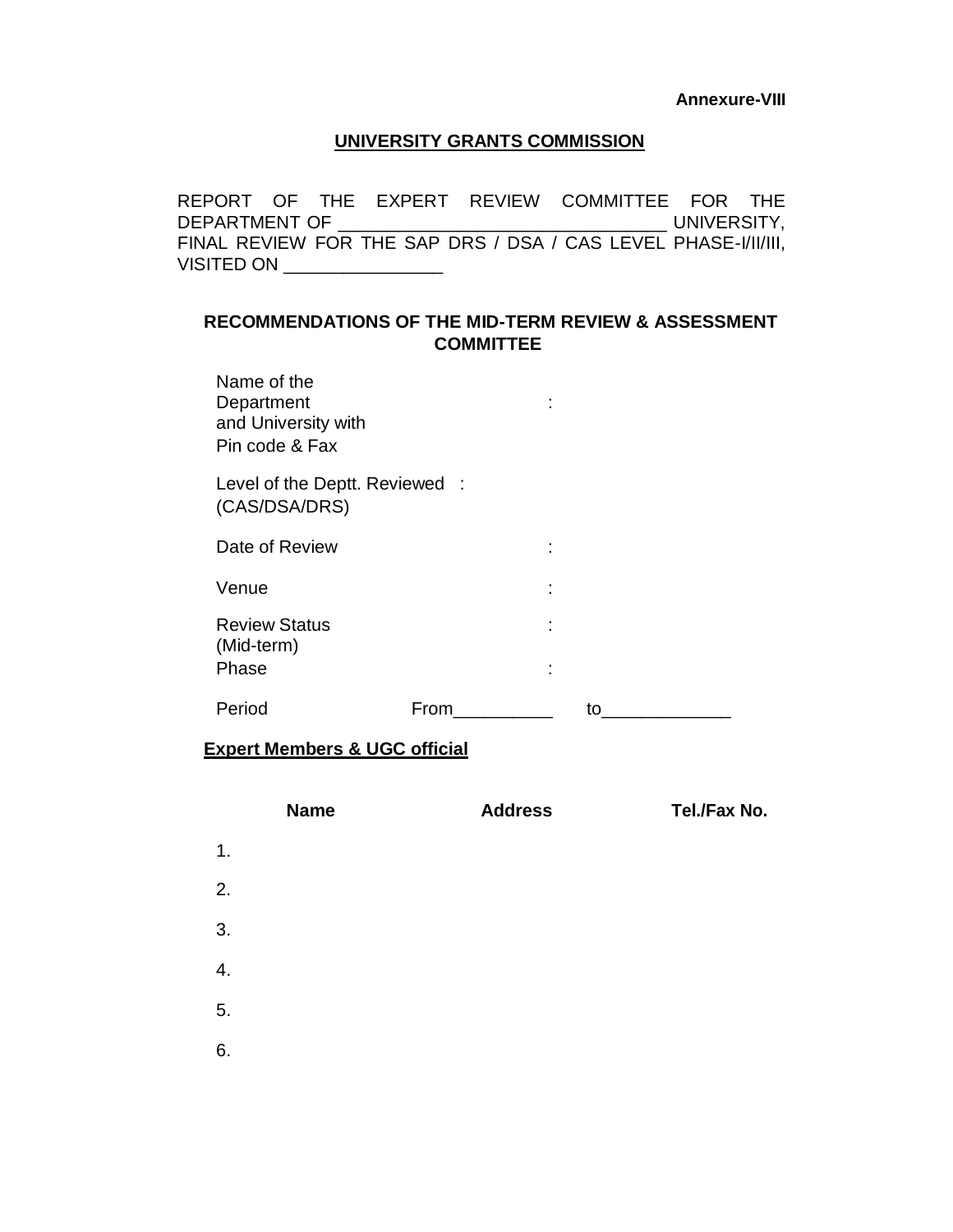**Annexure-VIII**

## UNIVERSITY GRANTS COMMISSION

REPORT OF THE EXPERT REVIEW COMMITTEE FOR THE DEPARTMENT OF ________________________________ UNIVERSITY, FINAL REVIEW FOR THE SAP DRS / DSA / CAS LEVEL PHASE-I/II/III, VISITED ON _______________

### RECOMMENDATIONS OF THE MID-TERM REVIEW & ASSESSMENT COMMITTEE

Name of the Department and University with Pin code & Fax :

Level of the Deptt. Reviewed (CAS/DSA/DRS) :

Date of Review :

Venue :

Review Status (Mid-term) :

Phase :

Period From__________ to_____________

**Expert Members & UGC official**

| | Name | Address | Tel./Fax No. |
|---|---|---|---|
| 1. | | | |
| 2. | | | |
| 3. | | | |
| 4. | | | |
| 5. | | | |
| 6. | | | |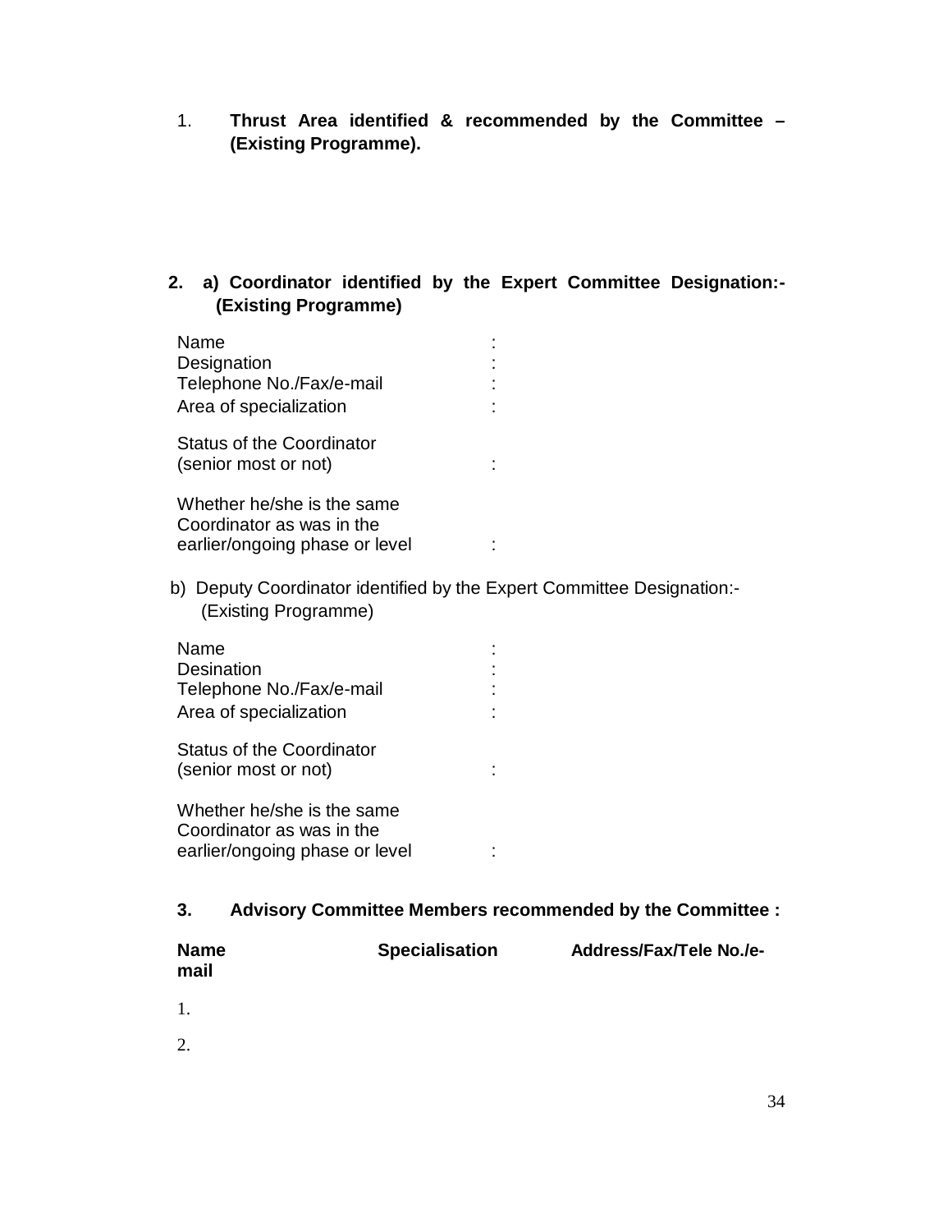1. **Thrust Area identified & recommended by the Committee – (Existing Programme).**

**2. a) Coordinator identified by the Expert Committee Designation:- (Existing Programme)**

Name :
Designation :
Telephone No./Fax/e-mail :
Area of specialization :

Status of the Coordinator (senior most or not) :

Whether he/she is the same Coordinator as was in the earlier/ongoing phase or level :

b) Deputy Coordinator identified by the Expert Committee Designation:- (Existing Programme)

Name :
Desination :
Telephone No./Fax/e-mail :
Area of specialization :

Status of the Coordinator (senior most or not) :

Whether he/she is the same Coordinator as was in the earlier/ongoing phase or level :

**3. Advisory Committee Members recommended by the Committee :**

| **Name** | **Specialisation** | **Address/Fax/Tele No./e-mail** |
|---|---|---|
| 1. | | |
| 2. | | |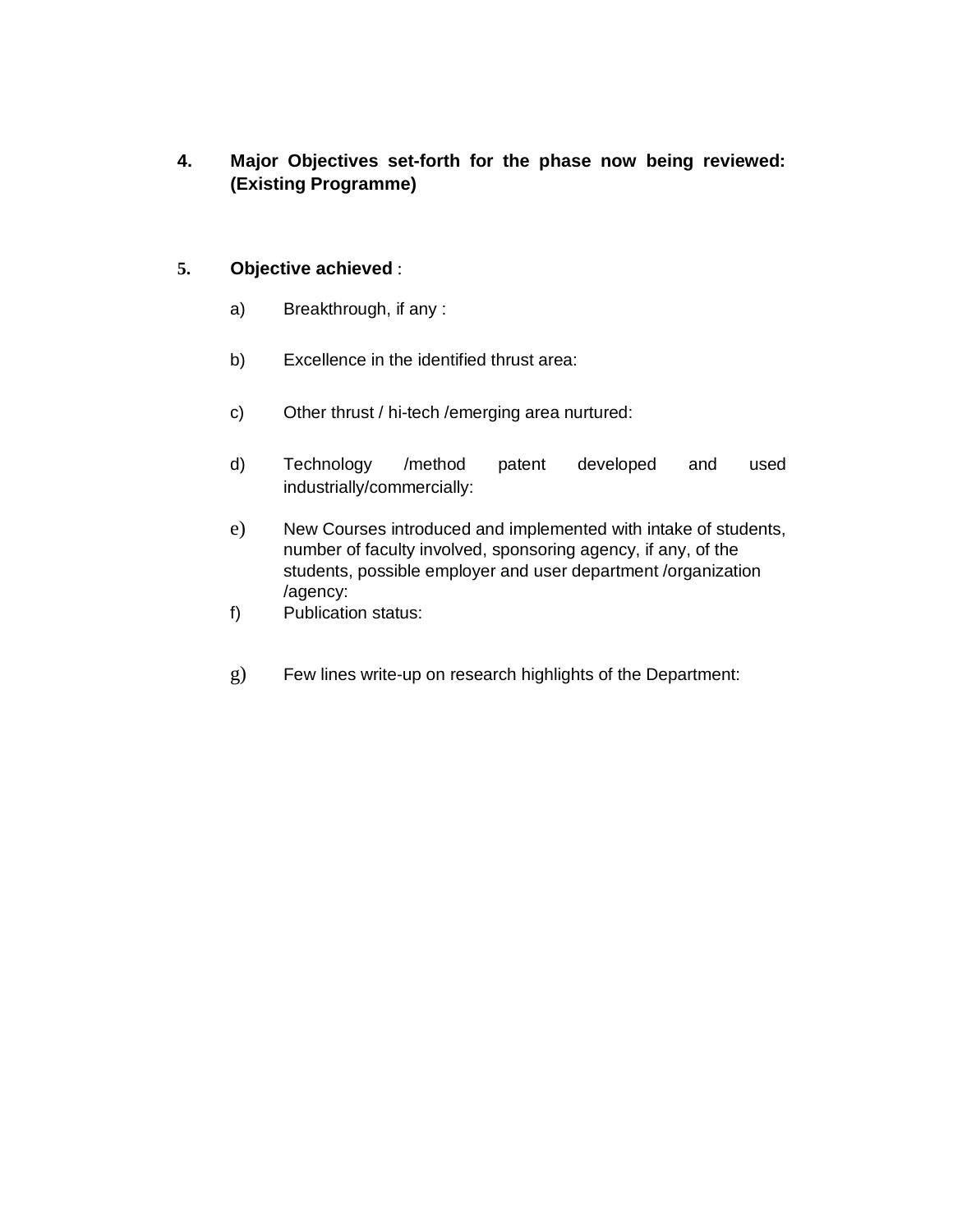**4. Major Objectives set-forth for the phase now being reviewed: (Existing Programme)**

**5. Objective achieved** :

a) Breakthrough, if any :

b) Excellence in the identified thrust area:

c) Other thrust / hi-tech /emerging area nurtured:

d) Technology /method patent developed and used industrially/commercially:

e) New Courses introduced and implemented with intake of students, number of faculty involved, sponsoring agency, if any, of the students, possible employer and user department /organization /agency:

f) Publication status:

g) Few lines write-up on research highlights of the Department: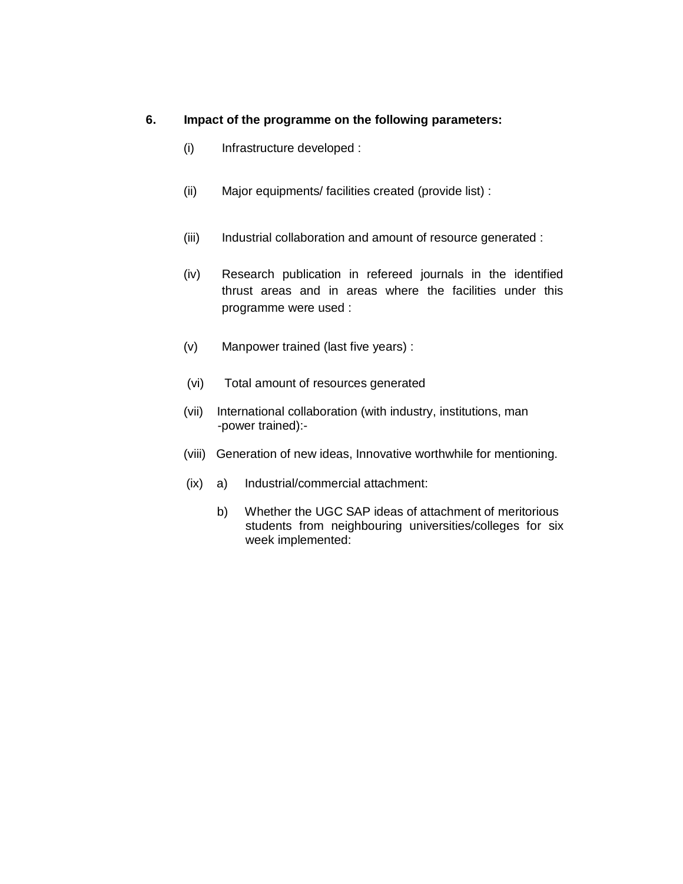**6. Impact of the programme on the following parameters:**

(i) Infrastructure developed :

(ii) Major equipments/ facilities created (provide list) :

(iii) Industrial collaboration and amount of resource generated :

(iv) Research publication in refereed journals in the identified thrust areas and in areas where the facilities under this programme were used :

(v) Manpower trained (last five years) :

(vi) Total amount of resources generated

(vii) International collaboration (with industry, institutions, man -power trained):-

(viii) Generation of new ideas, Innovative worthwhile for mentioning.

(ix) a) Industrial/commercial attachment:

b) Whether the UGC SAP ideas of attachment of meritorious students from neighbouring universities/colleges for six week implemented: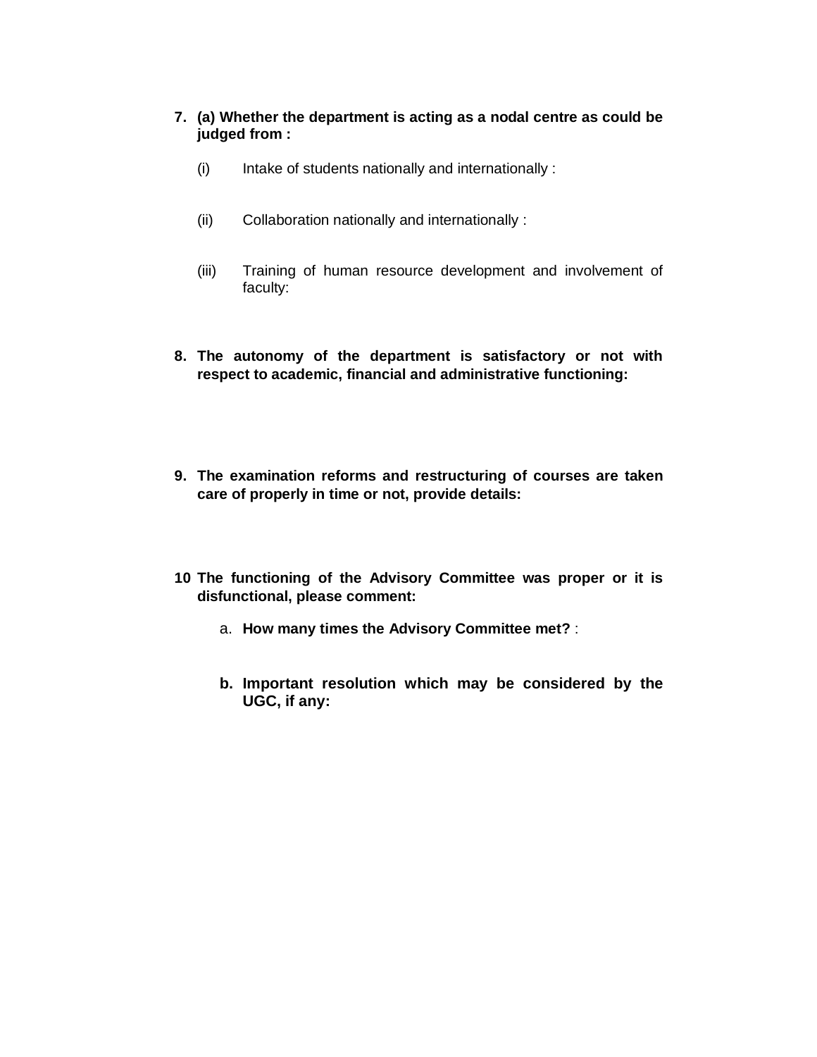7. **(a) Whether the department is acting as a nodal centre as could be judged from :**

   (i) Intake of students nationally and internationally :

   (ii) Collaboration nationally and internationally :

   (iii) Training of human resource development and involvement of faculty:

8. **The autonomy of the department is satisfactory or not with respect to academic, financial and administrative functioning:**

9. **The examination reforms and restructuring of courses are taken care of properly in time or not, provide details:**

10 **The functioning of the Advisory Committee was proper or it is disfunctional, please comment:**

   a. **How many times the Advisory Committee met?** :

   b. **Important resolution which may be considered by the UGC, if any:**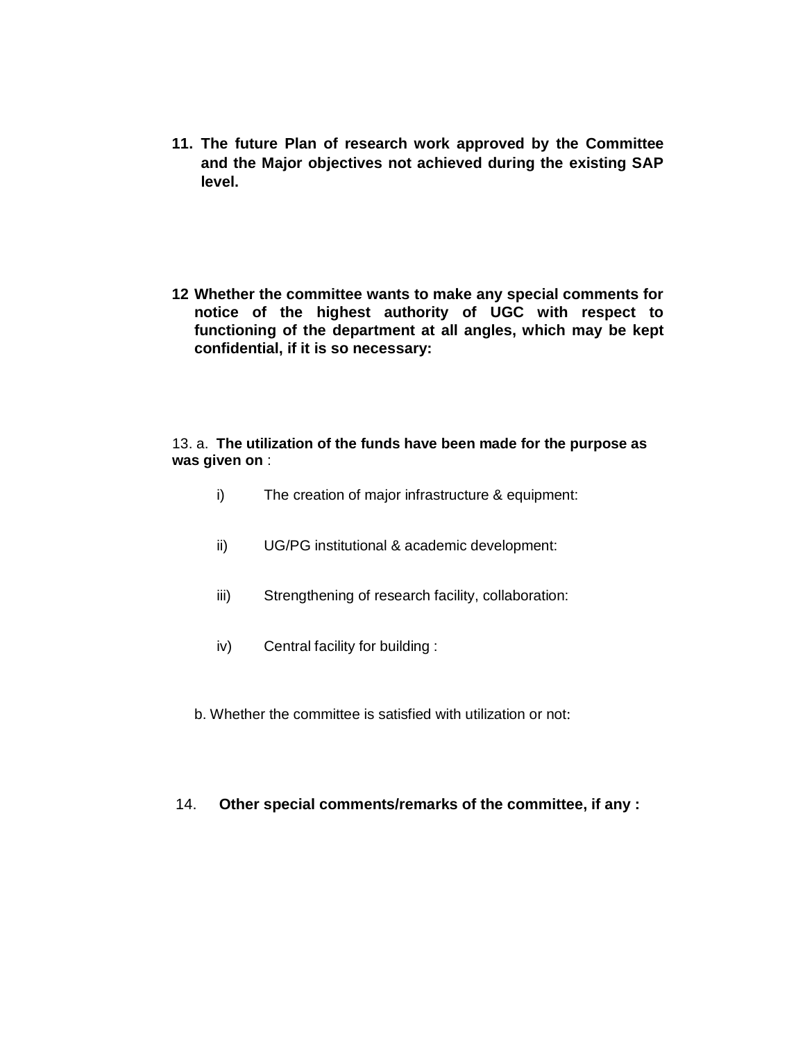**11. The future Plan of research work approved by the Committee and the Major objectives not achieved during the existing SAP level.**

**12 Whether the committee wants to make any special comments for notice of the highest authority of UGC with respect to functioning of the department at all angles, which may be kept confidential, if it is so necessary:**

13. a. **The utilization of the funds have been made for the purpose as was given on** :

i) The creation of major infrastructure & equipment:

ii) UG/PG institutional & academic development:

iii) Strengthening of research facility, collaboration:

iv) Central facility for building :

b. Whether the committee is satisfied with utilization or not:

14. **Other special comments/remarks of the committee, if any :**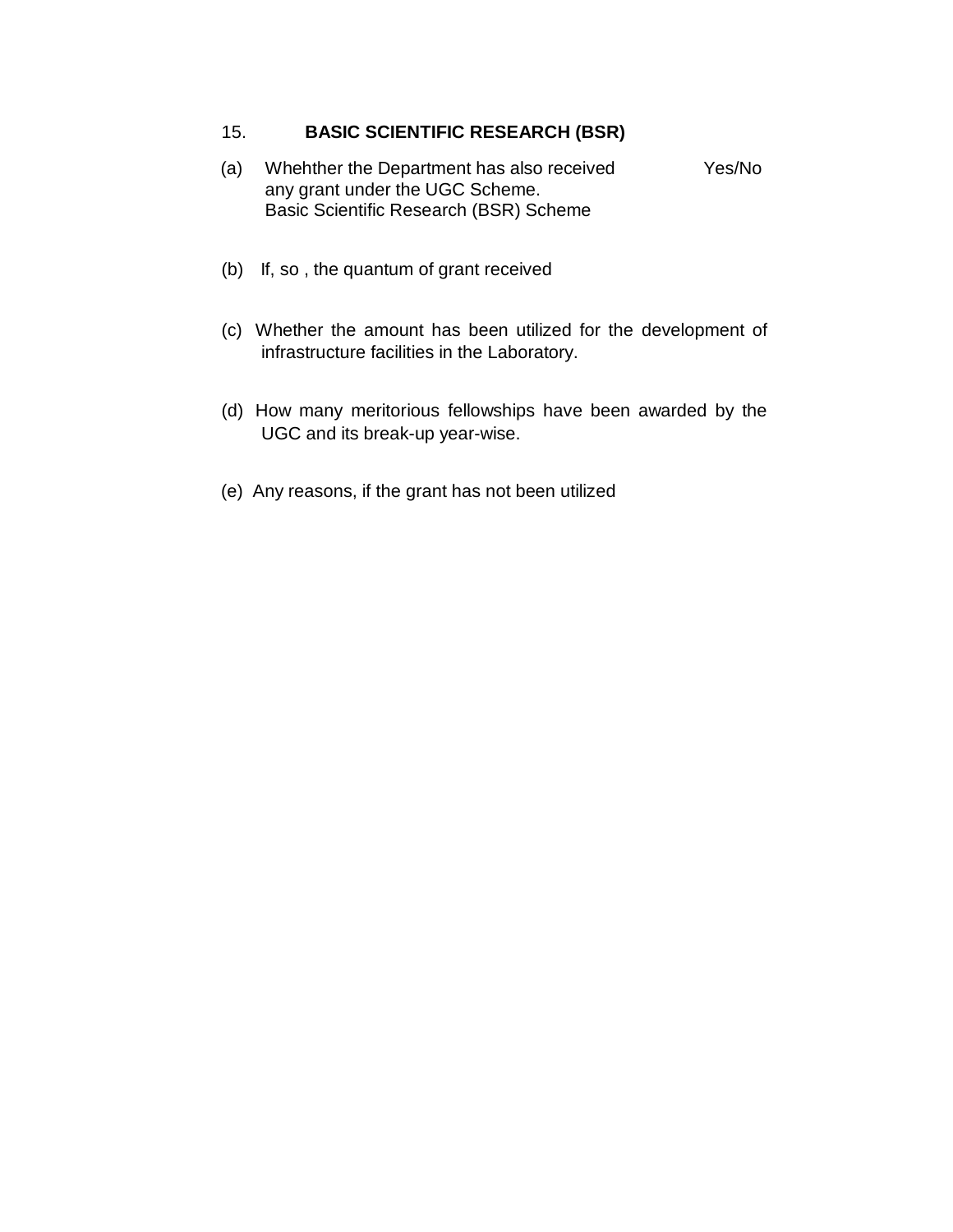## 15. BASIC SCIENTIFIC RESEARCH (BSR)

(a) Whehther the Department has also received any grant under the UGC Scheme. Basic Scientific Research (BSR) Scheme — Yes/No

(b) If, so , the quantum of grant received

(c) Whether the amount has been utilized for the development of infrastructure facilities in the Laboratory.

(d) How many meritorious fellowships have been awarded by the UGC and its break-up year-wise.

(e) Any reasons, if the grant has not been utilized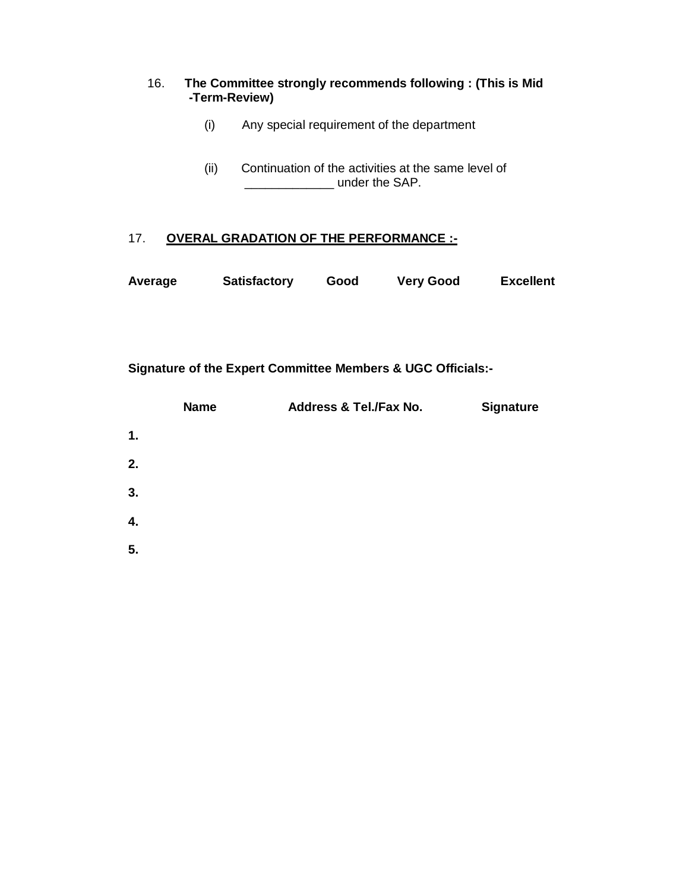16. **The Committee strongly recommends following : (This is Mid -Term-Review)**

   (i) Any special requirement of the department

   (ii) Continuation of the activities at the same level of _____________ under the SAP.

17. **<u>OVERAL GRADATION OF THE PERFORMANCE :-</u>**

**Average** **Satisfactory** **Good** **Very Good** **Excellent**

**Signature of the Expert Committee Members & UGC Officials:-**

| | Name | Address & Tel./Fax No. | Signature |
|---|---|---|---|
| **1.** | | | |
| **2.** | | | |
| **3.** | | | |
| **4.** | | | |
| **5.** | | | |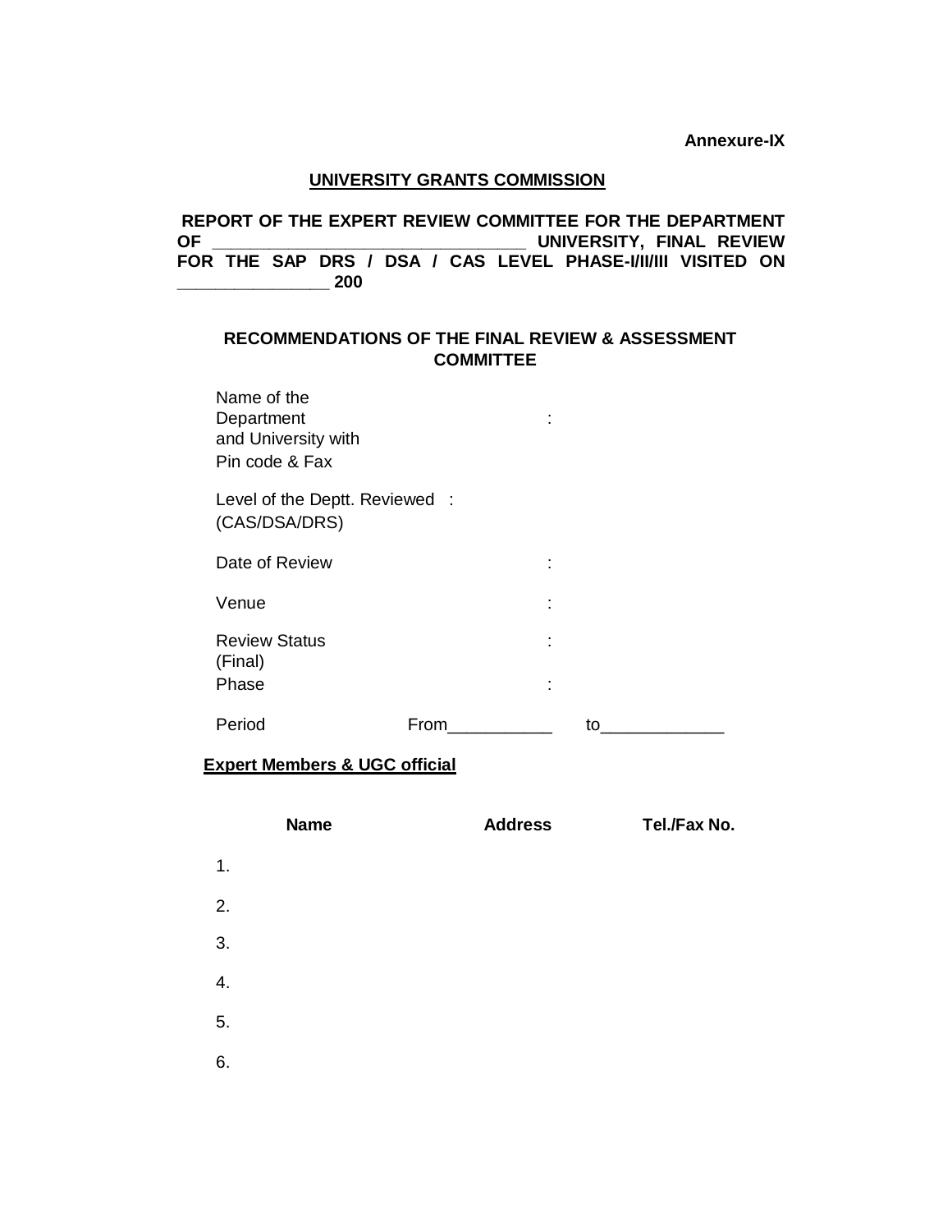**Annexure-IX**

**UNIVERSITY GRANTS COMMISSION**

**REPORT OF THE EXPERT REVIEW COMMITTEE FOR THE DEPARTMENT OF ________________________________ UNIVERSITY, FINAL REVIEW FOR THE SAP DRS / DSA / CAS LEVEL PHASE-I/II/III VISITED ON ________________ 200**

**RECOMMENDATIONS OF THE FINAL REVIEW & ASSESSMENT COMMITTEE**

Name of the Department and University with Pin code & Fax :

Level of the Deptt. Reviewed (CAS/DSA/DRS) :

Date of Review :

Venue :

Review Status (Final) :

Phase :

Period From___________ to_____________

**Expert Members & UGC official**

| | Name | Address | Tel./Fax No. |
|---|---|---|---|
| 1. | | | |
| 2. | | | |
| 3. | | | |
| 4. | | | |
| 5. | | | |
| 6. | | | |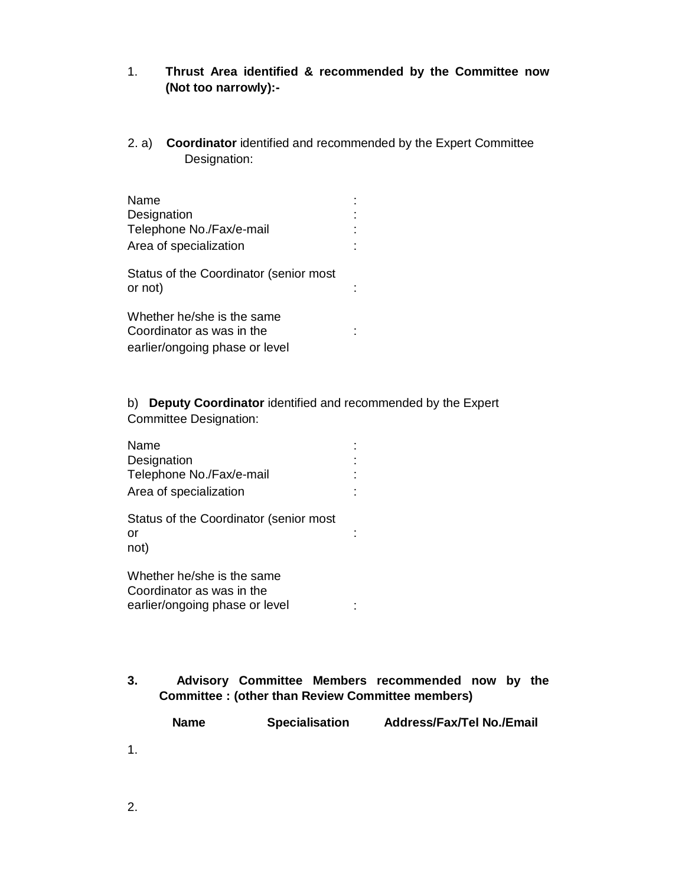1. **Thrust Area identified & recommended by the Committee now (Not too narrowly):-**

2. a) **Coordinator** identified and recommended by the Expert Committee Designation:

Name :
Designation :
Telephone No./Fax/e-mail :
Area of specialization :

Status of the Coordinator (senior most or not) :

Whether he/she is the same Coordinator as was in the earlier/ongoing phase or level :

b) **Deputy Coordinator** identified and recommended by the Expert Committee Designation:

Name :
Designation :
Telephone No./Fax/e-mail :
Area of specialization :

Status of the Coordinator (senior most or not) :

Whether he/she is the same Coordinator as was in the earlier/ongoing phase or level :

**3. Advisory Committee Members recommended now by the Committee : (other than Review Committee members)**

| | **Name** | **Specialisation** | **Address/Fax/Tel No./Email** |
|---|---|---|---|
| 1. | | | |
| 2. | | | |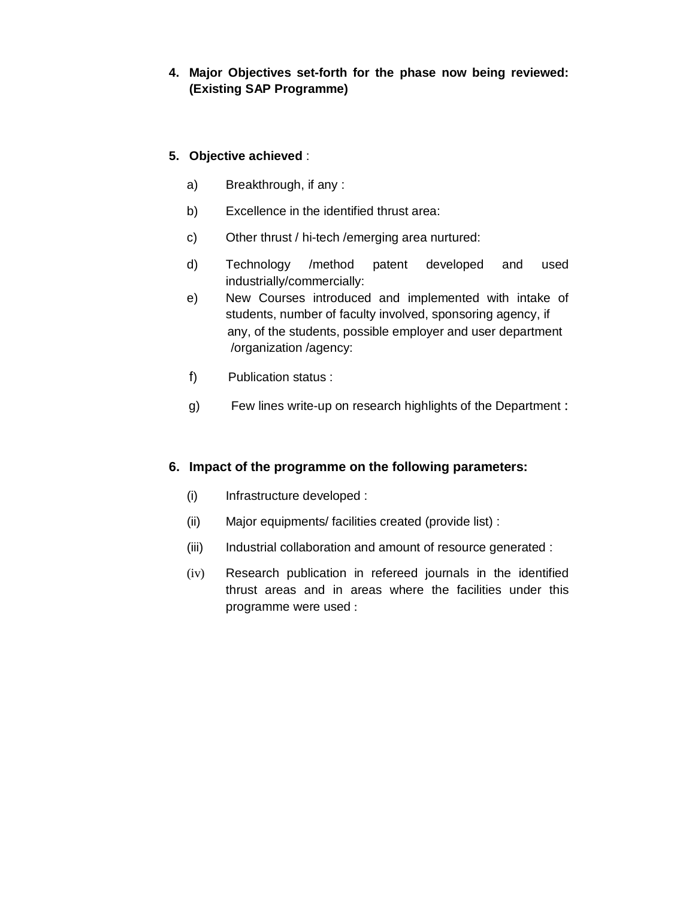**4. Major Objectives set-forth for the phase now being reviewed: (Existing SAP Programme)**

**5. Objective achieved** :

a) Breakthrough, if any :

b) Excellence in the identified thrust area:

c) Other thrust / hi-tech /emerging area nurtured:

d) Technology /method patent developed and used industrially/commercially:

e) New Courses introduced and implemented with intake of students, number of faculty involved, sponsoring agency, if any, of the students, possible employer and user department /organization /agency:

f) Publication status :

g) Few lines write-up on research highlights of the Department **:**

**6. Impact of the programme on the following parameters:**

(i) Infrastructure developed :

(ii) Major equipments/ facilities created (provide list) :

(iii) Industrial collaboration and amount of resource generated :

(iv) Research publication in refereed journals in the identified thrust areas and in areas where the facilities under this programme were used :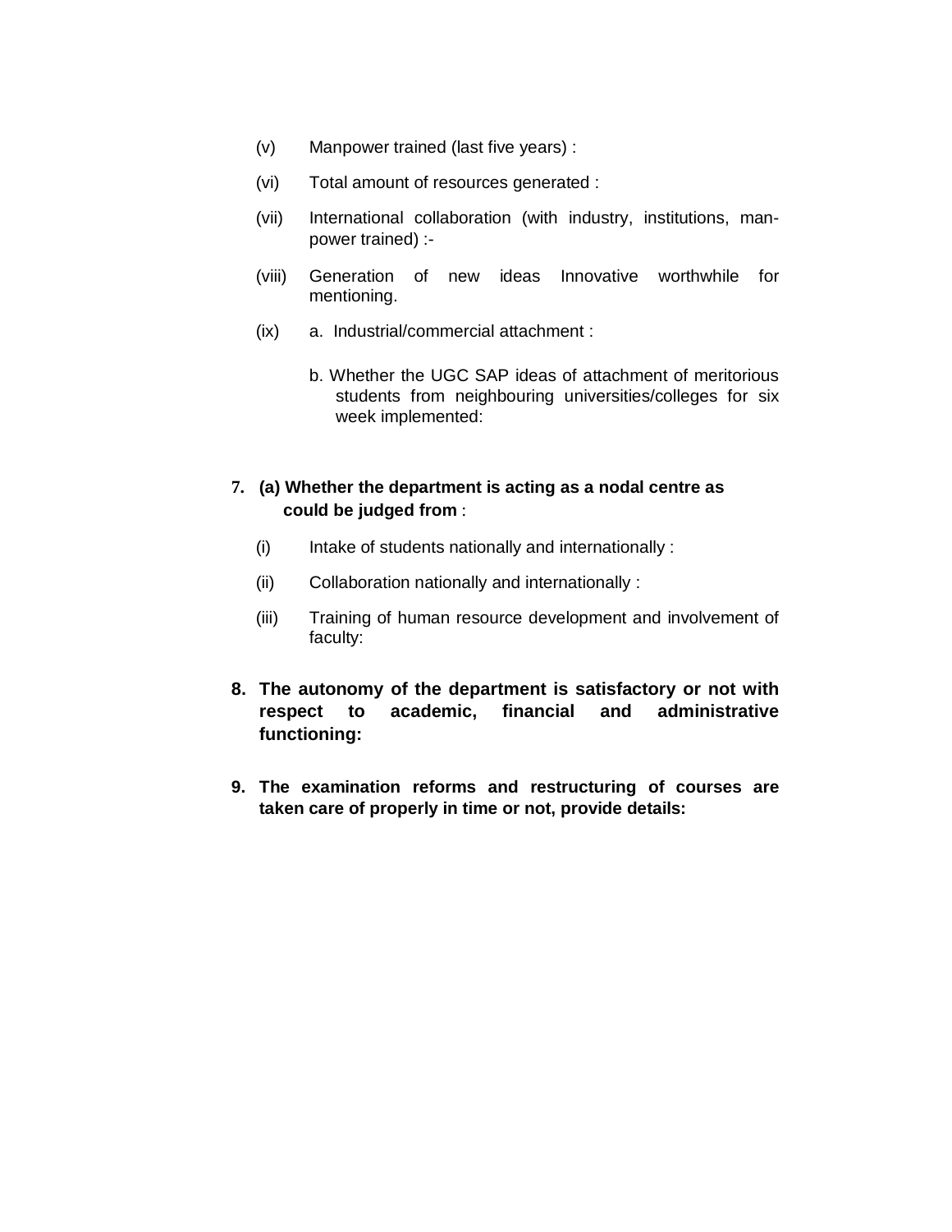(v) Manpower trained (last five years) :

(vi) Total amount of resources generated :

(vii) International collaboration (with industry, institutions, man-power trained) :-

(viii) Generation of new ideas Innovative worthwhile for mentioning.

(ix) a. Industrial/commercial attachment :

b. Whether the UGC SAP ideas of attachment of meritorious students from neighbouring universities/colleges for six week implemented:

**7. (a) Whether the department is acting as a nodal centre as could be judged from** :

(i) Intake of students nationally and internationally :

(ii) Collaboration nationally and internationally :

(iii) Training of human resource development and involvement of faculty:

**8. The autonomy of the department is satisfactory or not with respect to academic, financial and administrative functioning:**

**9. The examination reforms and restructuring of courses are taken care of properly in time or not, provide details:**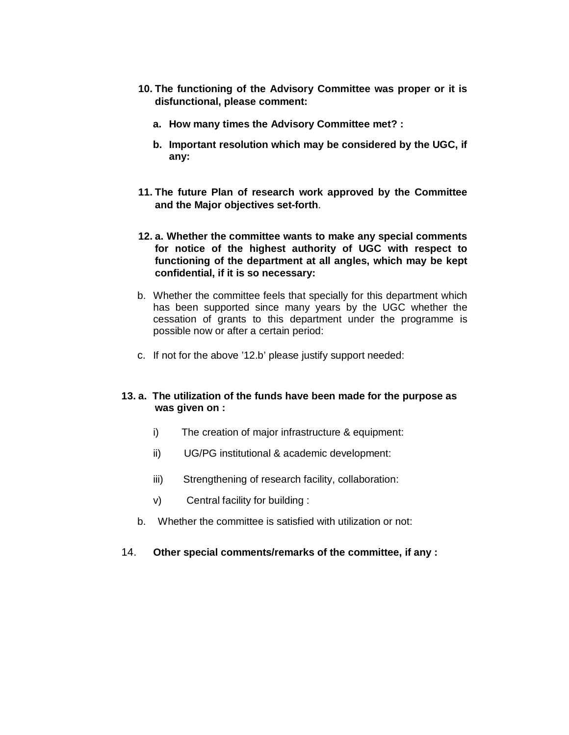**10. The functioning of the Advisory Committee was proper or it is disfunctional, please comment:**

**a. How many times the Advisory Committee met? :**

**b. Important resolution which may be considered by the UGC, if any:**

**11. The future Plan of research work approved by the Committee and the Major objectives set-forth**.

**12. a. Whether the committee wants to make any special comments for notice of the highest authority of UGC with respect to functioning of the department at all angles, which may be kept confidential, if it is so necessary:**

b. Whether the committee feels that specially for this department which has been supported since many years by the UGC whether the cessation of grants to this department under the programme is possible now or after a certain period:

c. If not for the above '12.b' please justify support needed:

**13. a. The utilization of the funds have been made for the purpose as was given on :**

i) The creation of major infrastructure & equipment:

ii) UG/PG institutional & academic development:

iii) Strengthening of research facility, collaboration:

v) Central facility for building :

b. Whether the committee is satisfied with utilization or not:

14. **Other special comments/remarks of the committee, if any :**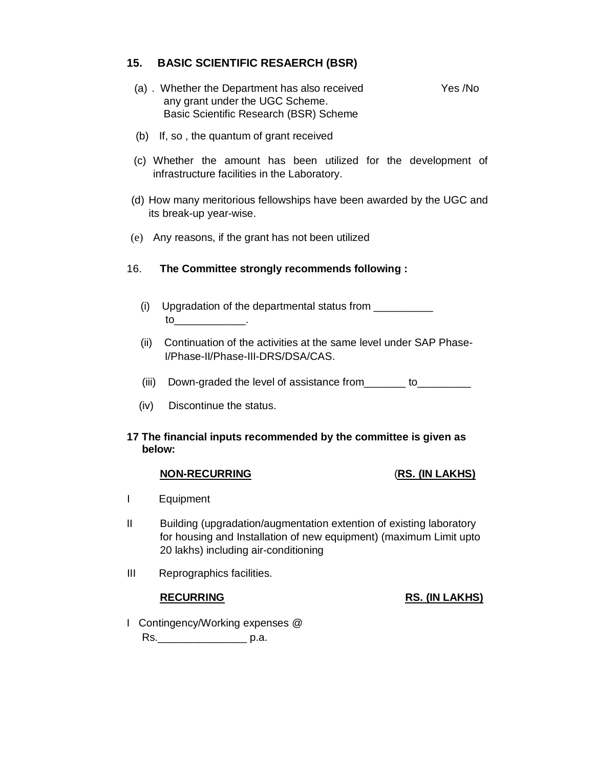## 15. BASIC SCIENTIFIC RESAERCH (BSR)

(a) . Whether the Department has also received any grant under the UGC Scheme. Basic Scientific Research (BSR) Scheme — Yes /No

(b) If, so , the quantum of grant received

(c) Whether the amount has been utilized for the development of infrastructure facilities in the Laboratory.

(d) How many meritorious fellowships have been awarded by the UGC and its break-up year-wise.

(e) Any reasons, if the grant has not been utilized

## 16. The Committee strongly recommends following :

(i) Upgradation of the departmental status from __________ to____________.

(ii) Continuation of the activities at the same level under SAP Phase-I/Phase-II/Phase-III-DRS/DSA/CAS.

(iii) Down-graded the level of assistance from_______ to_________

(iv) Discontinue the status.

## 17 The financial inputs recommended by the committee is given as below:

**NON-RECURRING** — **(RS. (IN LAKHS)**

I Equipment

II Building (upgradation/augmentation extention of existing laboratory for housing and Installation of new equipment) (maximum Limit upto 20 lakhs) including air-conditioning

III Reprographics facilities.

**RECURRING** — **RS. (IN LAKHS)**

I Contingency/Working expenses @ Rs._______________ p.a.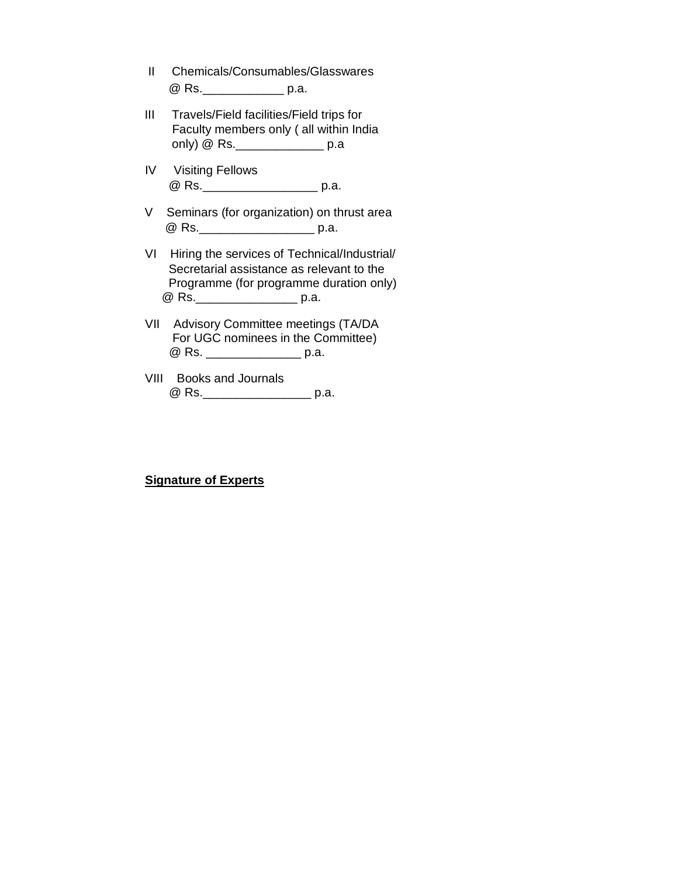II Chemicals/Consumables/Glasswares
@ Rs.____________ p.a.

III Travels/Field facilities/Field trips for Faculty members only ( all within India only) @ Rs._____________ p.a

IV Visiting Fellows
@ Rs._________________ p.a.

V Seminars (for organization) on thrust area
@ Rs._________________ p.a.

VI Hiring the services of Technical/Industrial/ Secretarial assistance as relevant to the Programme (for programme duration only)
@ Rs._______________ p.a.

VII Advisory Committee meetings (TA/DA For UGC nominees in the Committee)
@ Rs. ______________ p.a.

VIII Books and Journals
@ Rs.________________ p.a.

**Signature of Experts**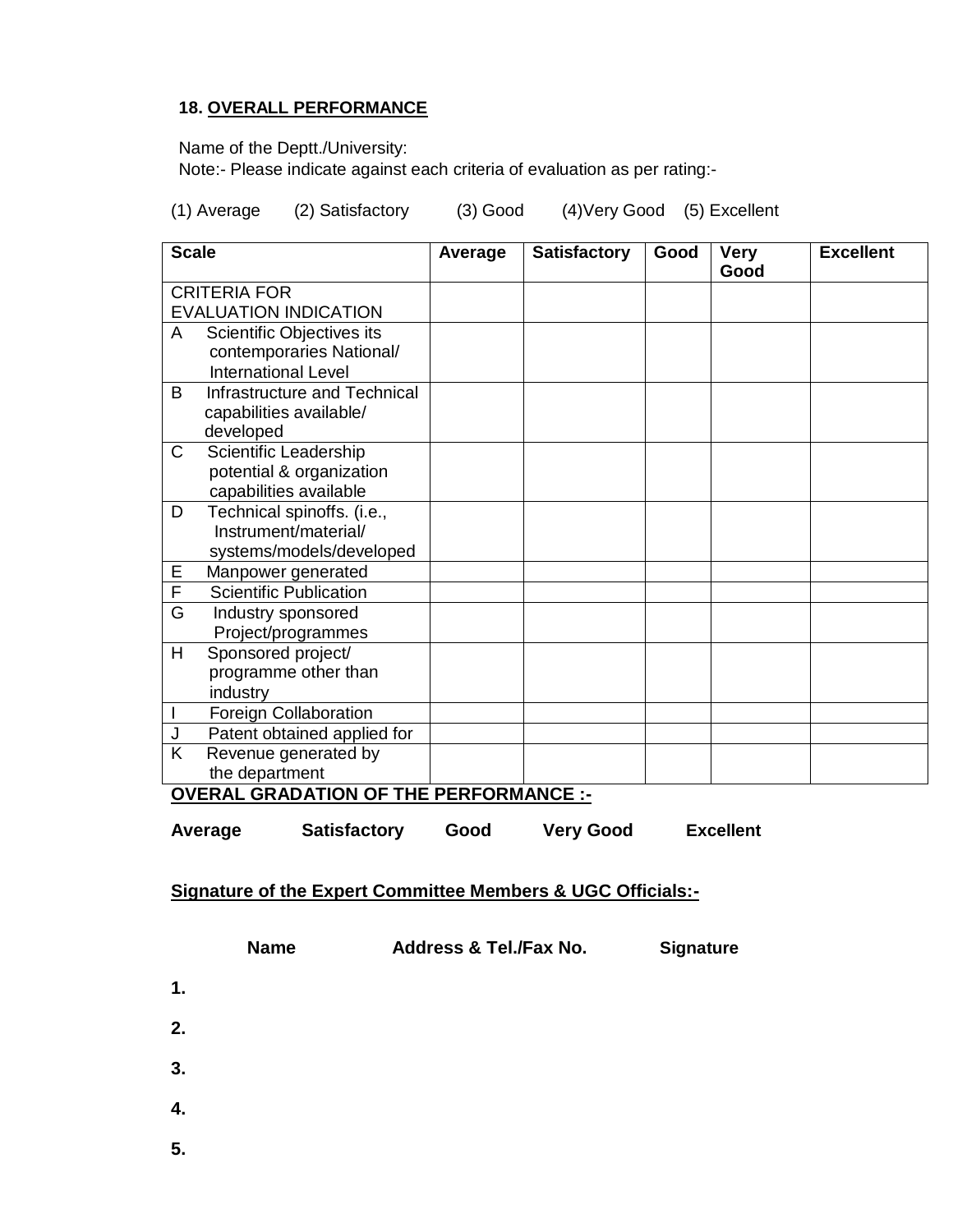### 18. OVERALL PERFORMANCE

Name of the Deptt./University:

Note:- Please indicate against each criteria of evaluation as per rating:-

(1) Average (2) Satisfactory (3) Good (4)Very Good (5) Excellent

| Scale | Average | Satisfactory | Good | Very Good | Excellent |
|---|---|---|---|---|---|
| CRITERIA FOR EVALUATION INDICATION | | | | | |
| A Scientific Objectives its contemporaries National/ International Level | | | | | |
| B Infrastructure and Technical capabilities available/ developed | | | | | |
| C Scientific Leadership potential & organization capabilities available | | | | | |
| D Technical spinoffs. (i.e., Instrument/material/ systems/models/developed | | | | | |
| E Manpower generated | | | | | |
| F Scientific Publication | | | | | |
| G Industry sponsored Project/programmes | | | | | |
| H Sponsored project/ programme other than industry | | | | | |
| I Foreign Collaboration | | | | | |
| J Patent obtained applied for | | | | | |
| K Revenue generated by the department | | | | | |

**OVERAL GRADATION OF THE PERFORMANCE :-**

**Average Satisfactory Good Very Good Excellent**

**Signature of the Expert Committee Members & UGC Officials:-**

**Name Address & Tel./Fax No. Signature**

**1.**

**2.**

**3.**

**4.**

**5.**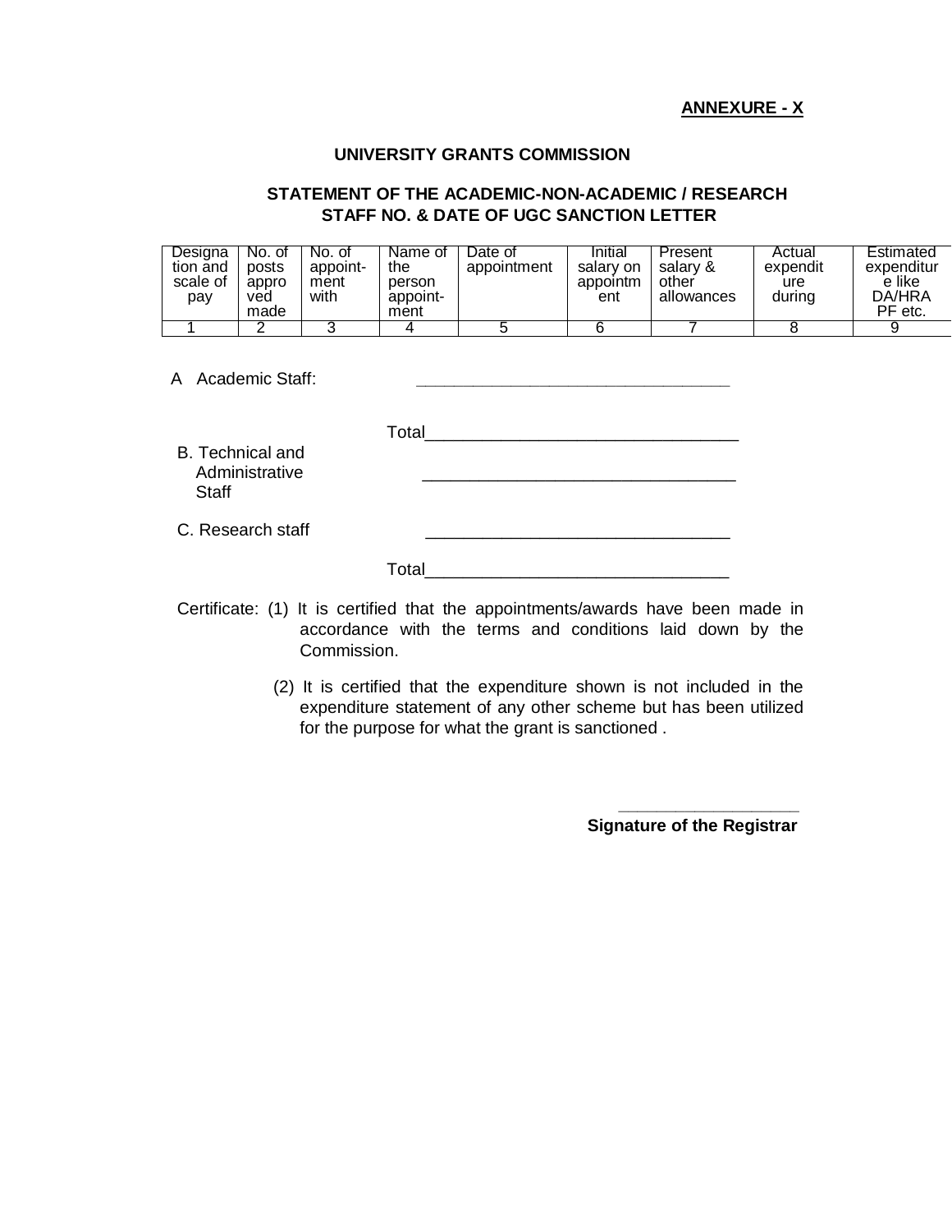**ANNEXURE - X**

**UNIVERSITY GRANTS COMMISSION**

**STATEMENT OF THE ACADEMIC-NON-ACADEMIC / RESEARCH STAFF NO. & DATE OF UGC SANCTION LETTER**

| Designation and scale of pay | No. of posts approved made | No. of appointment with | Name of the person appointment | Date of appointment | Initial salary on appointment | Present salary & other allowances | Actual expenditure during | Estimated expenditure like DA/HRA PF etc. |
|---|---|---|---|---|---|---|---|---|
| 1 | 2 | 3 | 4 | 5 | 6 | 7 | 8 | 9 |

A Academic Staff: ________________________________

Total________________________________

B. Technical and Administrative Staff ________________________________

C. Research staff ________________________________

Total________________________________

Certificate: (1) It is certified that the appointments/awards have been made in accordance with the terms and conditions laid down by the Commission.

(2) It is certified that the expenditure shown is not included in the expenditure statement of any other scheme but has been utilized for the purpose for what the grant is sanctioned .

__________________

**Signature of the Registrar**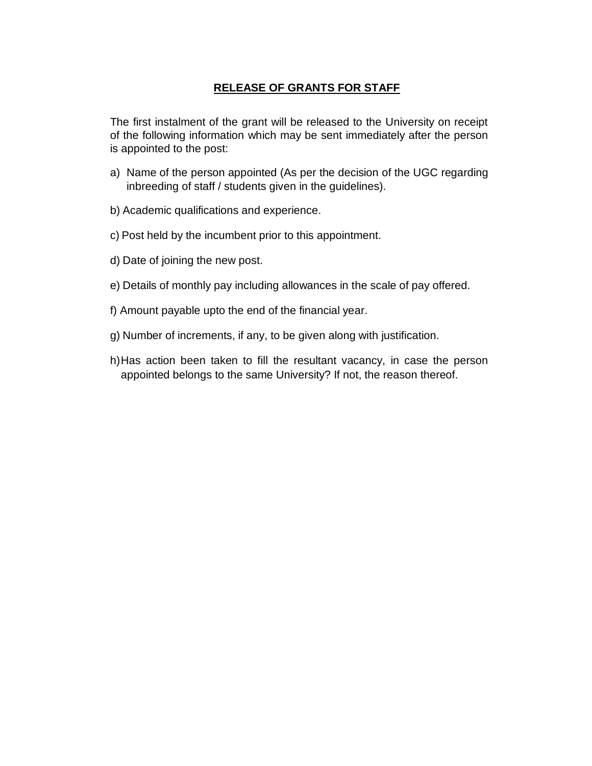## RELEASE OF GRANTS FOR STAFF

The first instalment of the grant will be released to the University on receipt of the following information which may be sent immediately after the person is appointed to the post:

a) Name of the person appointed (As per the decision of the UGC regarding inbreeding of staff / students given in the guidelines).

b) Academic qualifications and experience.

c) Post held by the incumbent prior to this appointment.

d) Date of joining the new post.

e) Details of monthly pay including allowances in the scale of pay offered.

f) Amount payable upto the end of the financial year.

g) Number of increments, if any, to be given along with justification.

h) Has action been taken to fill the resultant vacancy, in case the person appointed belongs to the same University? If not, the reason thereof.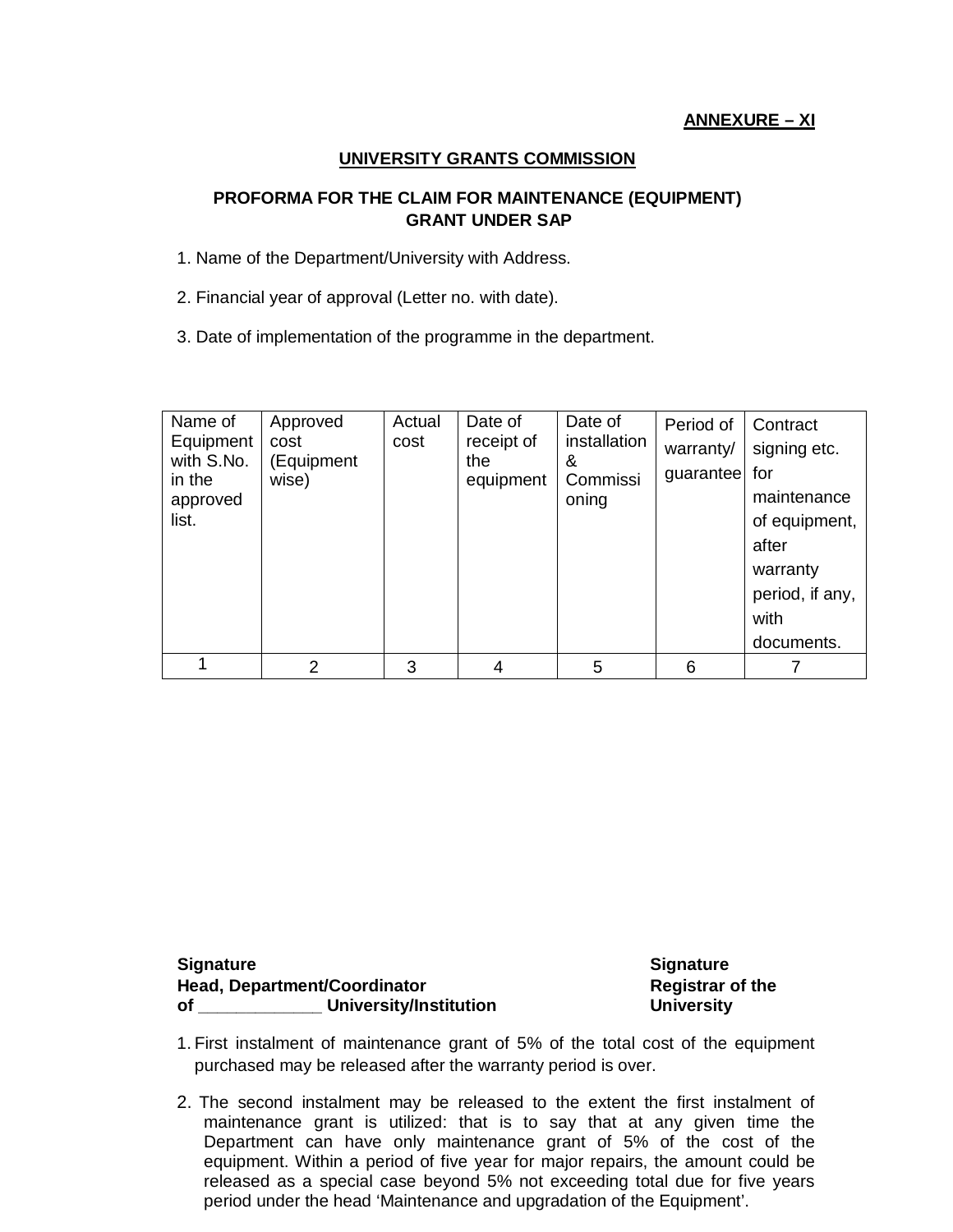**ANNEXURE – XI**

**UNIVERSITY GRANTS COMMISSION**

**PROFORMA FOR THE CLAIM FOR MAINTENANCE (EQUIPMENT) GRANT UNDER SAP**

1. Name of the Department/University with Address.
2. Financial year of approval (Letter no. with date).
3. Date of implementation of the programme in the department.

| Name of Equipment with S.No. in the approved list. | Approved cost (Equipment wise) | Actual cost | Date of receipt of the equipment | Date of installation & Commissioning | Period of warranty/ guarantee | Contract signing etc. for maintenance of equipment, after warranty period, if any, with documents. |
|---|---|---|---|---|---|---|
| 1 | 2 | 3 | 4 | 5 | 6 | 7 |

**Signature**
**Head, Department/Coordinator**
**of \_\_\_\_\_\_\_\_\_\_\_\_\_ University/Institution**

**Signature**
**Registrar of the University**

1. First instalment of maintenance grant of 5% of the total cost of the equipment purchased may be released after the warranty period is over.
2. The second instalment may be released to the extent the first instalment of maintenance grant is utilized: that is to say that at any given time the Department can have only maintenance grant of 5% of the cost of the equipment. Within a period of five year for major repairs, the amount could be released as a special case beyond 5% not exceeding total due for five years period under the head 'Maintenance and upgradation of the Equipment'.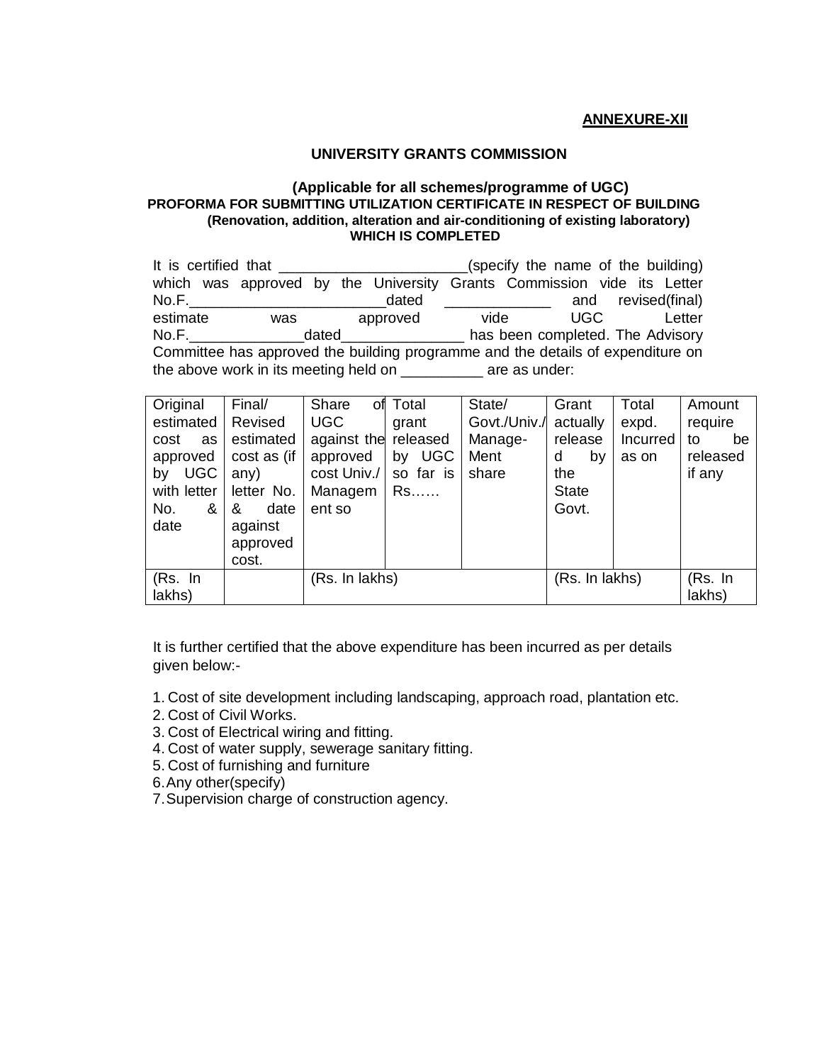**ANNEXURE-XII**

# UNIVERSITY GRANTS COMMISSION

### (Applicable for all schemes/programme of UGC)
### PROFORMA FOR SUBMITTING UTILIZATION CERTIFICATE IN RESPECT OF BUILDING
**(Renovation, addition, alteration and air-conditioning of existing laboratory)**
**WHICH IS COMPLETED**

It is certified that _______________________(specify the name of the building) which was approved by the University Grants Commission vide its Letter No.F.________________________dated _____________ and revised(final) estimate was approved vide UGC Letter No.F.______________dated_______________ has been completed. The Advisory Committee has approved the building programme and the details of expenditure on the above work in its meeting held on __________ are as under:

| Original estimated cost as approved by UGC with letter No. & date | Final/ Revised estimated cost as (if any) letter No. & date against approved cost. | Share of UGC against the approved cost Univ./ Management so | Total grant released by UGC so far is Rs…… | State/ Govt./Univ./ Manage-Ment share | Grant actually released by the State Govt. | Total expd. Incurred as on | Amount require to be released if any |
|---|---|---|---|---|---|---|---|
| (Rs. In lakhs) | | (Rs. In lakhs) | | | (Rs. In lakhs) | | (Rs. In lakhs) |

It is further certified that the above expenditure has been incurred as per details given below:-

1. Cost of site development including landscaping, approach road, plantation etc.
2. Cost of Civil Works.
3. Cost of Electrical wiring and fitting.
4. Cost of water supply, sewerage sanitary fitting.
5. Cost of furnishing and furniture
6. Any other(specify)
7. Supervision charge of construction agency.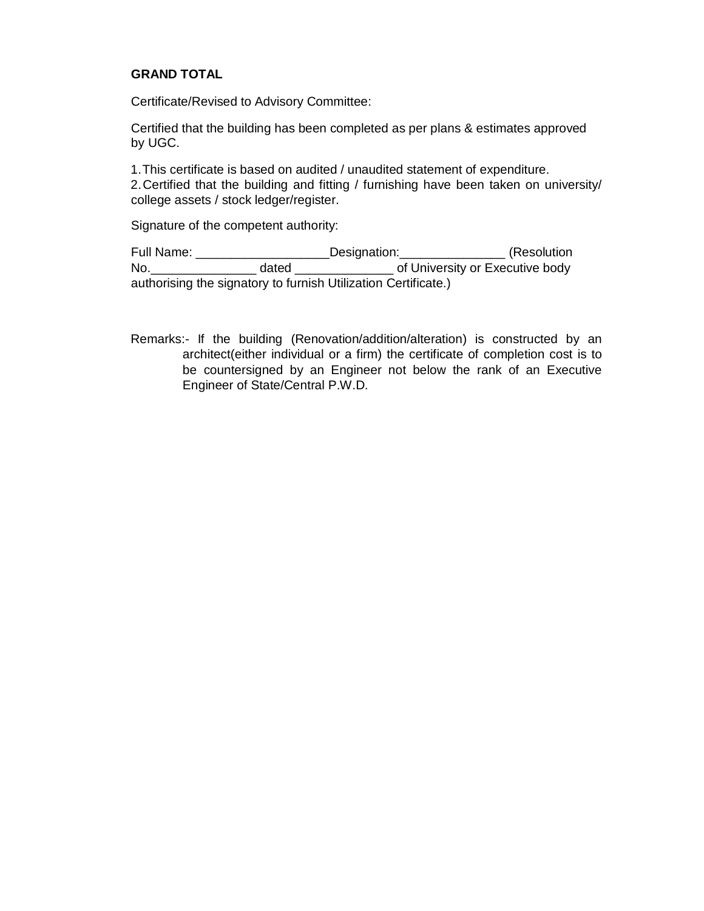**GRAND TOTAL**

Certificate/Revised to Advisory Committee:

Certified that the building has been completed as per plans & estimates approved by UGC.

1. This certificate is based on audited / unaudited statement of expenditure.
2. Certified that the building and fitting / furnishing have been taken on university/ college assets / stock ledger/register.

Signature of the competent authority:

Full Name: ___________________Designation:_______________ (Resolution No._______________ dated ______________ of University or Executive body authorising the signatory to furnish Utilization Certificate.)

Remarks:- If the building (Renovation/addition/alteration) is constructed by an architect(either individual or a firm) the certificate of completion cost is to be countersigned by an Engineer not below the rank of an Executive Engineer of State/Central P.W.D.